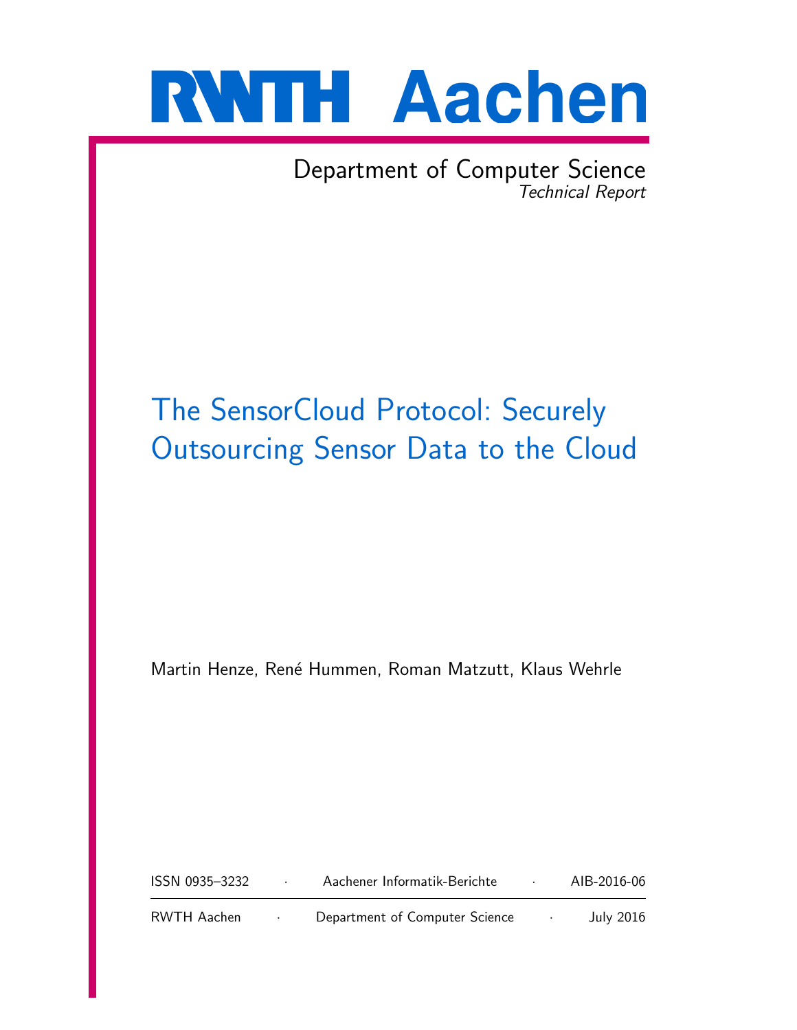RWTH Aachen

Department of Computer Science
*Technical Report*

# The SensorCloud Protocol: Securely Outsourcing Sensor Data to the Cloud

Martin Henze, René Hummen, Roman Matzutt, Klaus Wehrle

ISSN 0935–3232 · Aachener Informatik-Berichte · AIB-2016-06

RWTH Aachen · Department of Computer Science · July 2016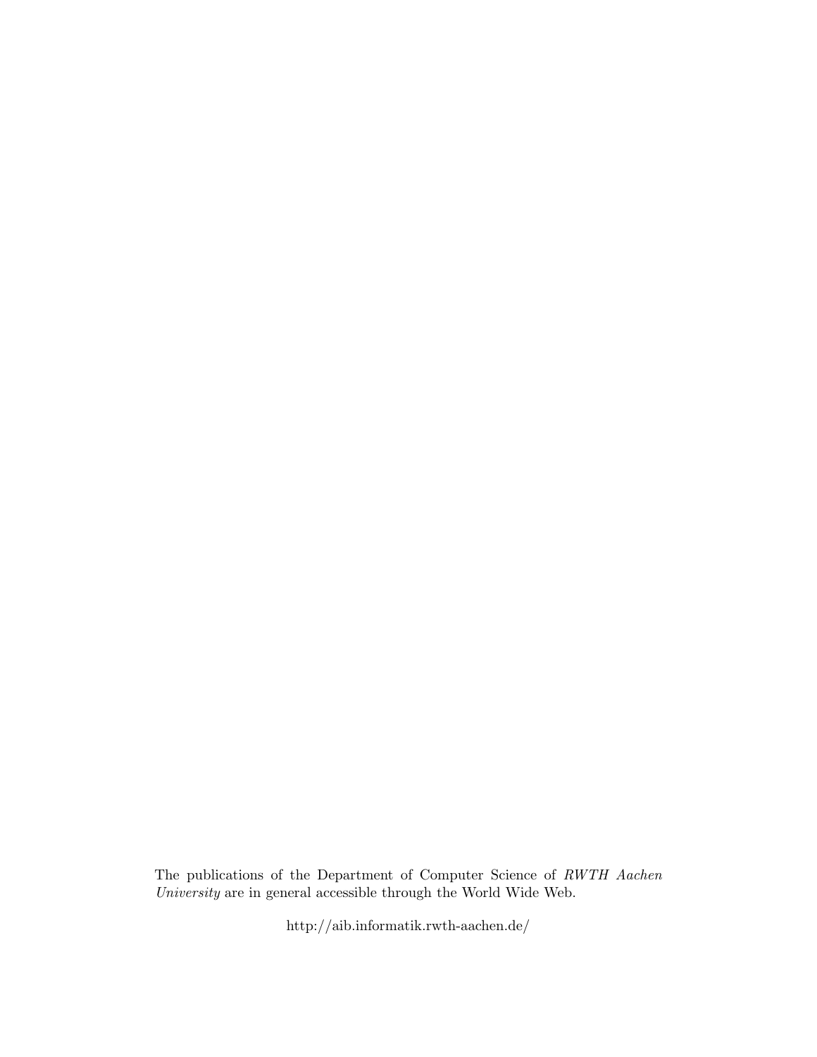The publications of the Department of Computer Science of *RWTH Aachen University* are in general accessible through the World Wide Web.

http://aib.informatik.rwth-aachen.de/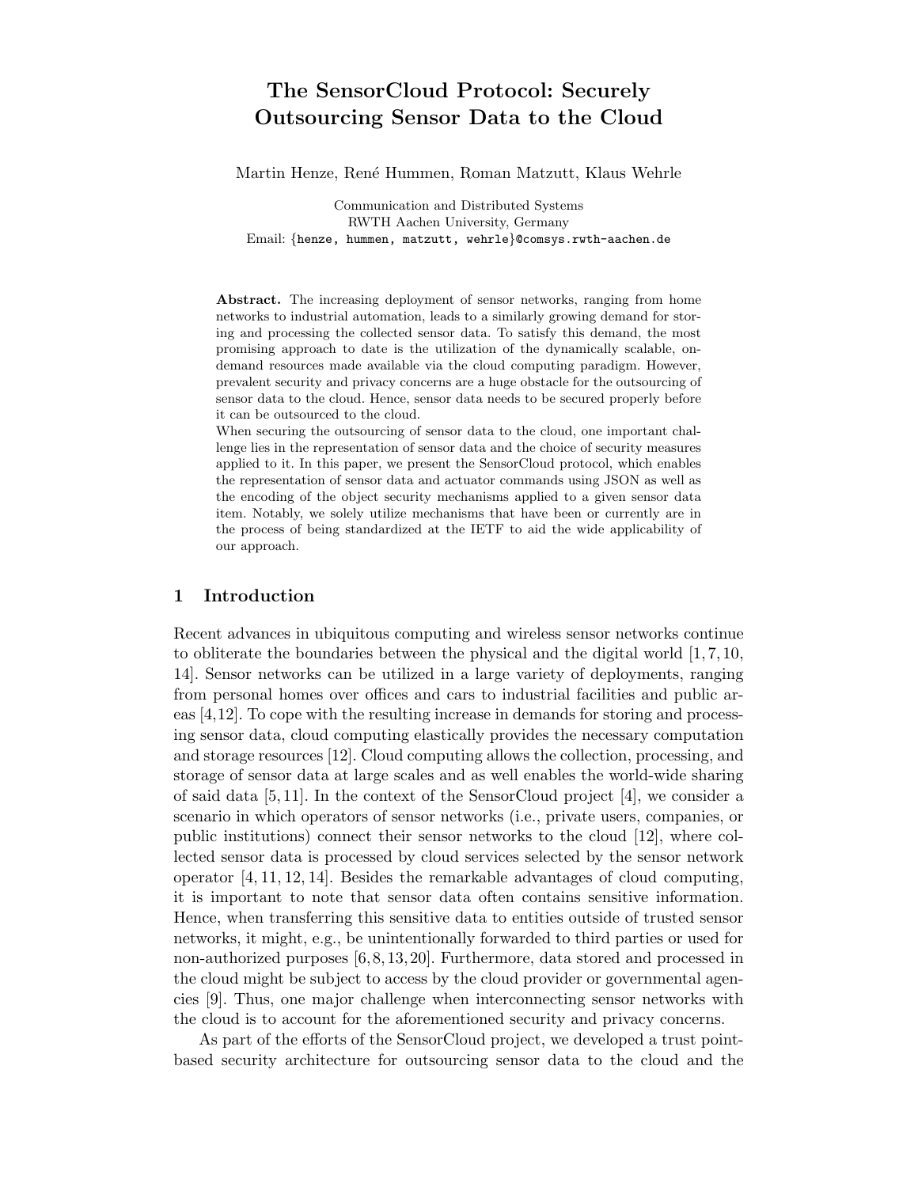# The SensorCloud Protocol: Securely Outsourcing Sensor Data to the Cloud

Martin Henze, René Hummen, Roman Matzutt, Klaus Wehrle

Communication and Distributed Systems
RWTH Aachen University, Germany
Email: {henze, hummen, matzutt, wehrle}@comsys.rwth-aachen.de

**Abstract.** The increasing deployment of sensor networks, ranging from home networks to industrial automation, leads to a similarly growing demand for storing and processing the collected sensor data. To satisfy this demand, the most promising approach to date is the utilization of the dynamically scalable, on-demand resources made available via the cloud computing paradigm. However, prevalent security and privacy concerns are a huge obstacle for the outsourcing of sensor data to the cloud. Hence, sensor data needs to be secured properly before it can be outsourced to the cloud.
When securing the outsourcing of sensor data to the cloud, one important challenge lies in the representation of sensor data and the choice of security measures applied to it. In this paper, we present the SensorCloud protocol, which enables the representation of sensor data and actuator commands using JSON as well as the encoding of the object security mechanisms applied to a given sensor data item. Notably, we solely utilize mechanisms that have been or currently are in the process of being standardized at the IETF to aid the wide applicability of our approach.

## 1 Introduction

Recent advances in ubiquitous computing and wireless sensor networks continue to obliterate the boundaries between the physical and the digital world [1, 7, 10, 14]. Sensor networks can be utilized in a large variety of deployments, ranging from personal homes over offices and cars to industrial facilities and public areas [4,12]. To cope with the resulting increase in demands for storing and processing sensor data, cloud computing elastically provides the necessary computation and storage resources [12]. Cloud computing allows the collection, processing, and storage of sensor data at large scales and as well enables the world-wide sharing of said data [5, 11]. In the context of the SensorCloud project [4], we consider a scenario in which operators of sensor networks (i.e., private users, companies, or public institutions) connect their sensor networks to the cloud [12], where collected sensor data is processed by cloud services selected by the sensor network operator [4, 11, 12, 14]. Besides the remarkable advantages of cloud computing, it is important to note that sensor data often contains sensitive information. Hence, when transferring this sensitive data to entities outside of trusted sensor networks, it might, e.g., be unintentionally forwarded to third parties or used for non-authorized purposes [6, 8, 13, 20]. Furthermore, data stored and processed in the cloud might be subject to access by the cloud provider or governmental agencies [9]. Thus, one major challenge when interconnecting sensor networks with the cloud is to account for the aforementioned security and privacy concerns.

As part of the efforts of the SensorCloud project, we developed a trust point-based security architecture for outsourcing sensor data to the cloud and the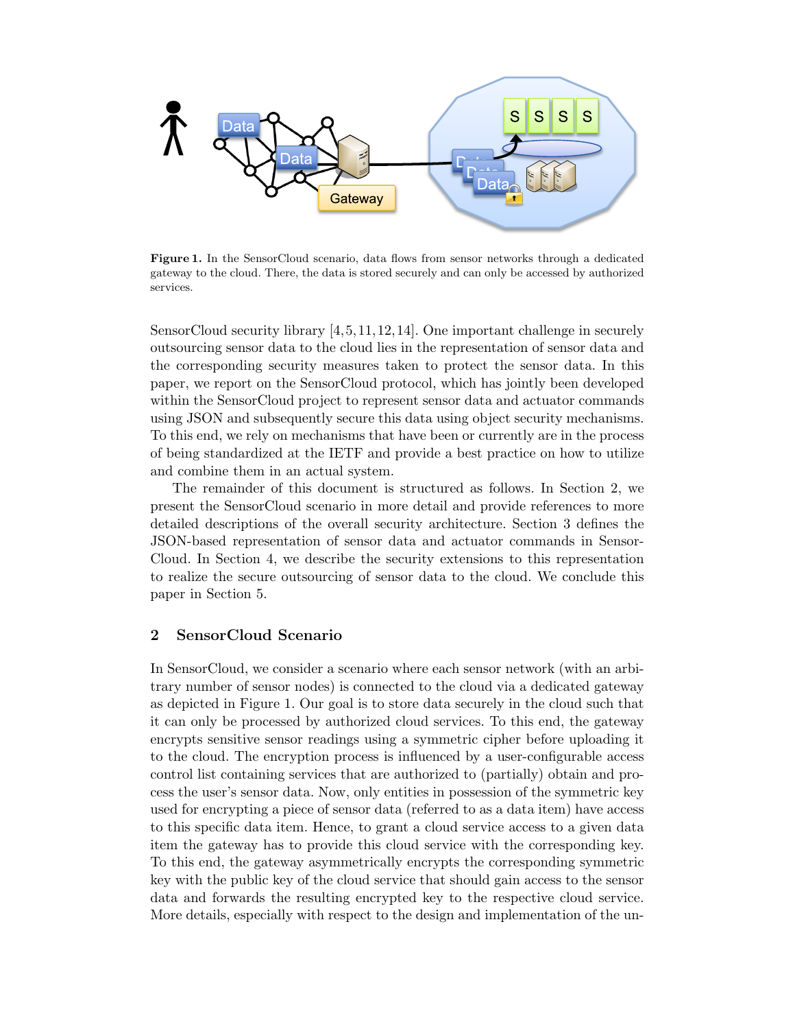**Figure 1.** In the SensorCloud scenario, data flows from sensor networks through a dedicated gateway to the cloud. There, the data is stored securely and can only be accessed by authorized services.

SensorCloud security library [4,5,11,12,14]. One important challenge in securely outsourcing sensor data to the cloud lies in the representation of sensor data and the corresponding security measures taken to protect the sensor data. In this paper, we report on the SensorCloud protocol, which has jointly been developed within the SensorCloud project to represent sensor data and actuator commands using JSON and subsequently secure this data using object security mechanisms. To this end, we rely on mechanisms that have been or currently are in the process of being standardized at the IETF and provide a best practice on how to utilize and combine them in an actual system.

The remainder of this document is structured as follows. In Section 2, we present the SensorCloud scenario in more detail and provide references to more detailed descriptions of the overall security architecture. Section 3 defines the JSON-based representation of sensor data and actuator commands in SensorCloud. In Section 4, we describe the security extensions to this representation to realize the secure outsourcing of sensor data to the cloud. We conclude this paper in Section 5.

## 2 SensorCloud Scenario

In SensorCloud, we consider a scenario where each sensor network (with an arbitrary number of sensor nodes) is connected to the cloud via a dedicated gateway as depicted in Figure 1. Our goal is to store data securely in the cloud such that it can only be processed by authorized cloud services. To this end, the gateway encrypts sensitive sensor readings using a symmetric cipher before uploading it to the cloud. The encryption process is influenced by a user-configurable access control list containing services that are authorized to (partially) obtain and process the user's sensor data. Now, only entities in possession of the symmetric key used for encrypting a piece of sensor data (referred to as a data item) have access to this specific data item. Hence, to grant a cloud service access to a given data item the gateway has to provide this cloud service with the corresponding key. To this end, the gateway asymmetrically encrypts the corresponding symmetric key with the public key of the cloud service that should gain access to the sensor data and forwards the resulting encrypted key to the respective cloud service. More details, especially with respect to the design and implementation of the un-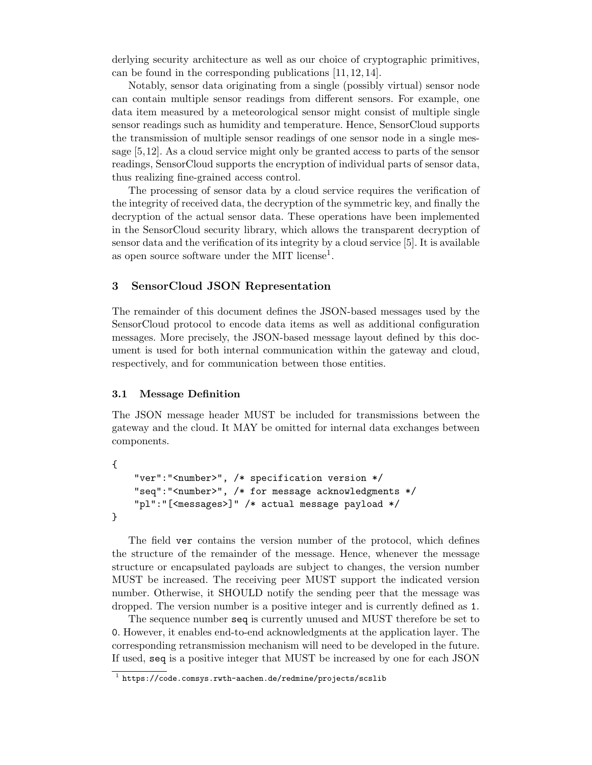derlying security architecture as well as our choice of cryptographic primitives, can be found in the corresponding publications [11, 12, 14].

Notably, sensor data originating from a single (possibly virtual) sensor node can contain multiple sensor readings from different sensors. For example, one data item measured by a meteorological sensor might consist of multiple single sensor readings such as humidity and temperature. Hence, SensorCloud supports the transmission of multiple sensor readings of one sensor node in a single message [5,12]. As a cloud service might only be granted access to parts of the sensor readings, SensorCloud supports the encryption of individual parts of sensor data, thus realizing fine-grained access control.

The processing of sensor data by a cloud service requires the verification of the integrity of received data, the decryption of the symmetric key, and finally the decryption of the actual sensor data. These operations have been implemented in the SensorCloud security library, which allows the transparent decryption of sensor data and the verification of its integrity by a cloud service [5]. It is available as open source software under the MIT license[1].

## 3 SensorCloud JSON Representation

The remainder of this document defines the JSON-based messages used by the SensorCloud protocol to encode data items as well as additional configuration messages. More precisely, the JSON-based message layout defined by this document is used for both internal communication within the gateway and cloud, respectively, and for communication between those entities.

### 3.1 Message Definition

The JSON message header MUST be included for transmissions between the gateway and the cloud. It MAY be omitted for internal data exchanges between components.

```
{
    "ver":"<number>", /* specification version */
    "seq":"<number>", /* for message acknowledgments */
    "pl":"[<messages>]" /* actual message payload */
}
```

The field `ver` contains the version number of the protocol, which defines the structure of the remainder of the message. Hence, whenever the message structure or encapsulated payloads are subject to changes, the version number MUST be increased. The receiving peer MUST support the indicated version number. Otherwise, it SHOULD notify the sending peer that the message was dropped. The version number is a positive integer and is currently defined as `1`.

The sequence number `seq` is currently unused and MUST therefore be set to `0`. However, it enables end-to-end acknowledgments at the application layer. The corresponding retransmission mechanism will need to be developed in the future. If used, `seq` is a positive integer that MUST be increased by one for each JSON

[1] https://code.comsys.rwth-aachen.de/redmine/projects/scslib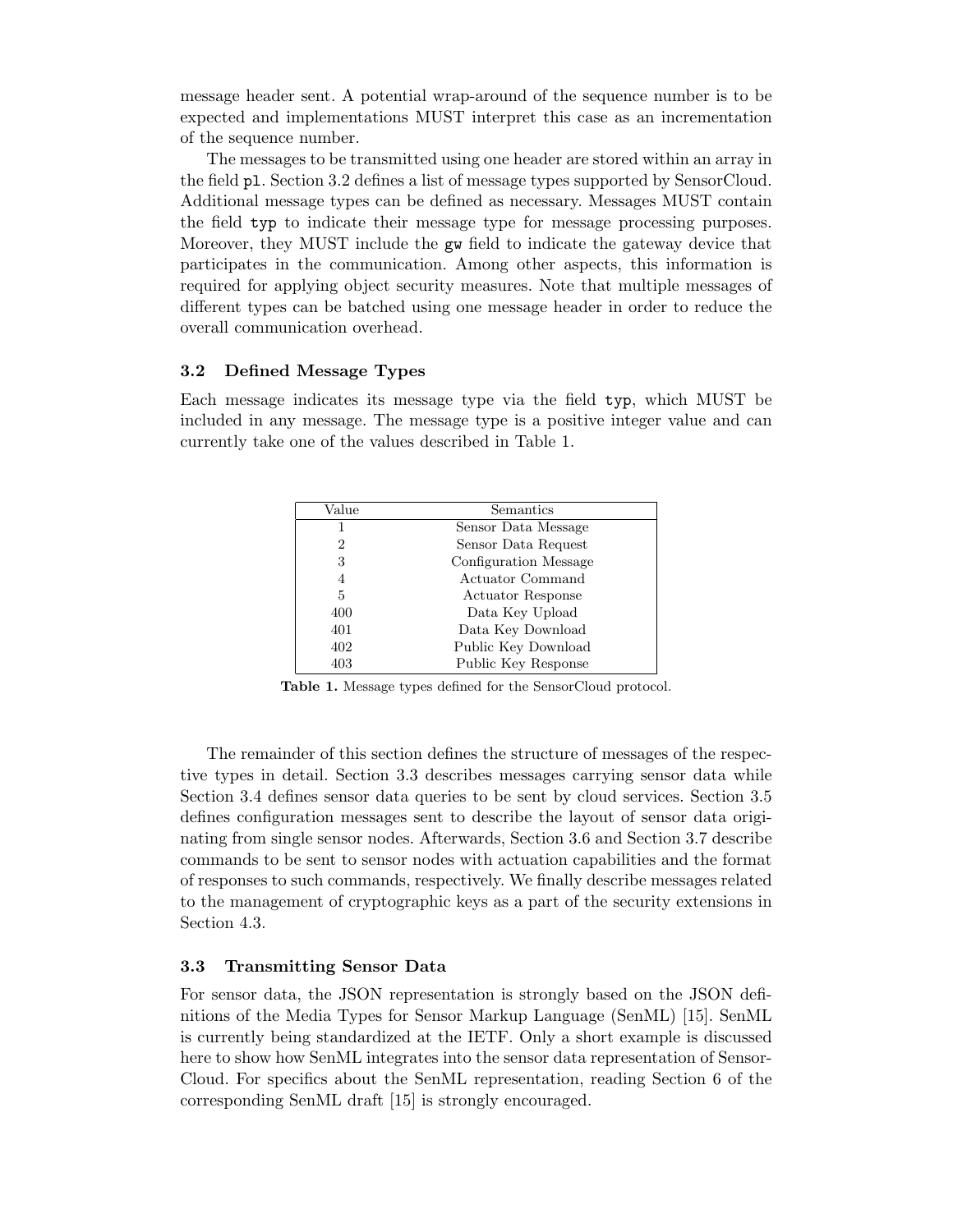message header sent. A potential wrap-around of the sequence number is to be expected and implementations MUST interpret this case as an incrementation of the sequence number.

The messages to be transmitted using one header are stored within an array in the field `pl`. Section 3.2 defines a list of message types supported by SensorCloud. Additional message types can be defined as necessary. Messages MUST contain the field `typ` to indicate their message type for message processing purposes. Moreover, they MUST include the `gw` field to indicate the gateway device that participates in the communication. Among other aspects, this information is required for applying object security measures. Note that multiple messages of different types can be batched using one message header in order to reduce the overall communication overhead.

### 3.2 Defined Message Types

Each message indicates its message type via the field `typ`, which MUST be included in any message. The message type is a positive integer value and can currently take one of the values described in Table 1.

| Value | Semantics |
|---|---|
| 1 | Sensor Data Message |
| 2 | Sensor Data Request |
| 3 | Configuration Message |
| 4 | Actuator Command |
| 5 | Actuator Response |
| 400 | Data Key Upload |
| 401 | Data Key Download |
| 402 | Public Key Download |
| 403 | Public Key Response |

**Table 1.** Message types defined for the SensorCloud protocol.

The remainder of this section defines the structure of messages of the respective types in detail. Section 3.3 describes messages carrying sensor data while Section 3.4 defines sensor data queries to be sent by cloud services. Section 3.5 defines configuration messages sent to describe the layout of sensor data originating from single sensor nodes. Afterwards, Section 3.6 and Section 3.7 describe commands to be sent to sensor nodes with actuation capabilities and the format of responses to such commands, respectively. We finally describe messages related to the management of cryptographic keys as a part of the security extensions in Section 4.3.

### 3.3 Transmitting Sensor Data

For sensor data, the JSON representation is strongly based on the JSON definitions of the Media Types for Sensor Markup Language (SenML) [15]. SenML is currently being standardized at the IETF. Only a short example is discussed here to show how SenML integrates into the sensor data representation of SensorCloud. For specifics about the SenML representation, reading Section 6 of the corresponding SenML draft [15] is strongly encouraged.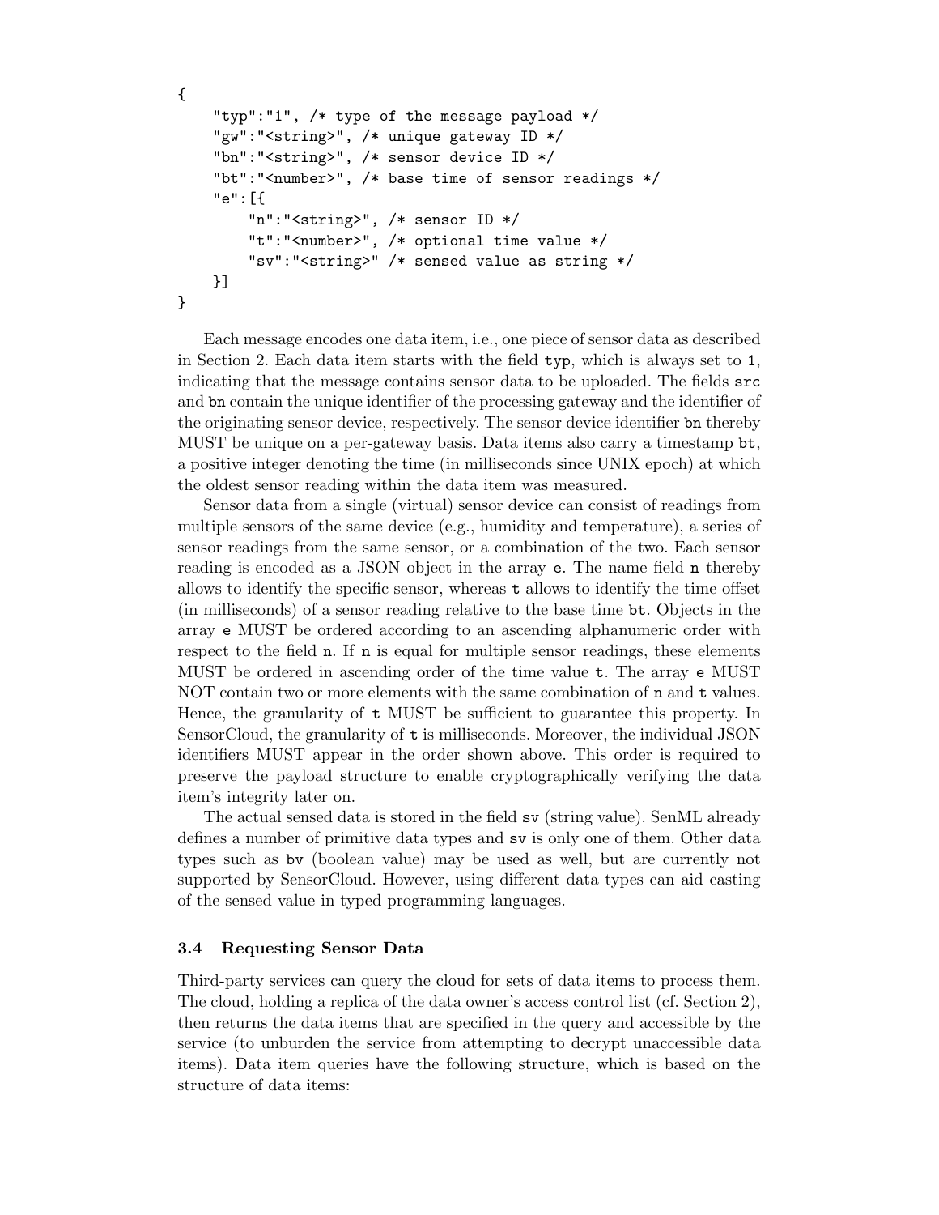```
{
    "typ":"1", /* type of the message payload */
    "gw":"<string>", /* unique gateway ID */
    "bn":"<string>", /* sensor device ID */
    "bt":"<number>", /* base time of sensor readings */
    "e":[{
        "n":"<string>", /* sensor ID */
        "t":"<number>", /* optional time value */
        "sv":"<string>" /* sensed value as string */
    }]
}
```

Each message encodes one data item, i.e., one piece of sensor data as described in Section 2. Each data item starts with the field `typ`, which is always set to `1`, indicating that the message contains sensor data to be uploaded. The fields `src` and `bn` contain the unique identifier of the processing gateway and the identifier of the originating sensor device, respectively. The sensor device identifier `bn` thereby MUST be unique on a per-gateway basis. Data items also carry a timestamp `bt`, a positive integer denoting the time (in milliseconds since UNIX epoch) at which the oldest sensor reading within the data item was measured.

Sensor data from a single (virtual) sensor device can consist of readings from multiple sensors of the same device (e.g., humidity and temperature), a series of sensor readings from the same sensor, or a combination of the two. Each sensor reading is encoded as a JSON object in the array `e`. The name field `n` thereby allows to identify the specific sensor, whereas `t` allows to identify the time offset (in milliseconds) of a sensor reading relative to the base time `bt`. Objects in the array `e` MUST be ordered according to an ascending alphanumeric order with respect to the field `n`. If `n` is equal for multiple sensor readings, these elements MUST be ordered in ascending order of the time value `t`. The array `e` MUST NOT contain two or more elements with the same combination of `n` and `t` values. Hence, the granularity of `t` MUST be sufficient to guarantee this property. In SensorCloud, the granularity of `t` is milliseconds. Moreover, the individual JSON identifiers MUST appear in the order shown above. This order is required to preserve the payload structure to enable cryptographically verifying the data item's integrity later on.

The actual sensed data is stored in the field `sv` (string value). SenML already defines a number of primitive data types and `sv` is only one of them. Other data types such as `bv` (boolean value) may be used as well, but are currently not supported by SensorCloud. However, using different data types can aid casting of the sensed value in typed programming languages.

### 3.4 Requesting Sensor Data

Third-party services can query the cloud for sets of data items to process them. The cloud, holding a replica of the data owner's access control list (cf. Section 2), then returns the data items that are specified in the query and accessible by the service (to unburden the service from attempting to decrypt unaccessible data items). Data item queries have the following structure, which is based on the structure of data items: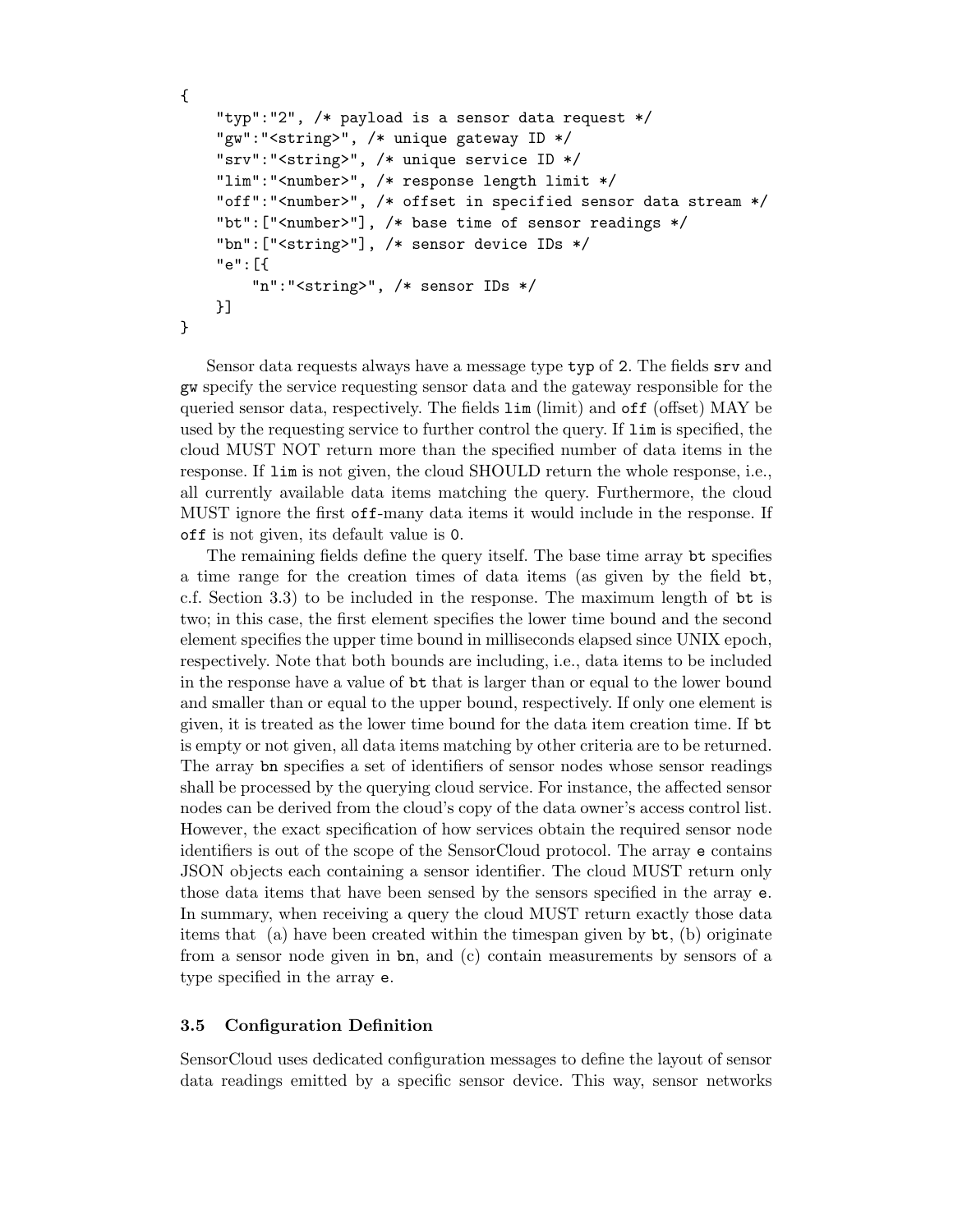```
{
    "typ":"2", /* payload is a sensor data request */
    "gw":"<string>", /* unique gateway ID */
    "srv":"<string>", /* unique service ID */
    "lim":"<number>", /* response length limit */
    "off":"<number>", /* offset in specified sensor data stream */
    "bt":["<number>"], /* base time of sensor readings */
    "bn":["<string>"], /* sensor device IDs */
    "e":[{
        "n":"<string>", /* sensor IDs */
    }]
}
```

Sensor data requests always have a message type `typ` of `2`. The fields `srv` and `gw` specify the service requesting sensor data and the gateway responsible for the queried sensor data, respectively. The fields `lim` (limit) and `off` (offset) MAY be used by the requesting service to further control the query. If `lim` is specified, the cloud MUST NOT return more than the specified number of data items in the response. If `lim` is not given, the cloud SHOULD return the whole response, i.e., all currently available data items matching the query. Furthermore, the cloud MUST ignore the first `off`-many data items it would include in the response. If `off` is not given, its default value is `0`.

The remaining fields define the query itself. The base time array `bt` specifies a time range for the creation times of data items (as given by the field `bt`, c.f. Section 3.3) to be included in the response. The maximum length of `bt` is two; in this case, the first element specifies the lower time bound and the second element specifies the upper time bound in milliseconds elapsed since UNIX epoch, respectively. Note that both bounds are including, i.e., data items to be included in the response have a value of `bt` that is larger than or equal to the lower bound and smaller than or equal to the upper bound, respectively. If only one element is given, it is treated as the lower time bound for the data item creation time. If `bt` is empty or not given, all data items matching by other criteria are to be returned. The array `bn` specifies a set of identifiers of sensor nodes whose sensor readings shall be processed by the querying cloud service. For instance, the affected sensor nodes can be derived from the cloud's copy of the data owner's access control list. However, the exact specification of how services obtain the required sensor node identifiers is out of the scope of the SensorCloud protocol. The array `e` contains JSON objects each containing a sensor identifier. The cloud MUST return only those data items that have been sensed by the sensors specified in the array `e`. In summary, when receiving a query the cloud MUST return exactly those data items that (a) have been created within the timespan given by `bt`, (b) originate from a sensor node given in `bn`, and (c) contain measurements by sensors of a type specified in the array `e`.

### 3.5 Configuration Definition

SensorCloud uses dedicated configuration messages to define the layout of sensor data readings emitted by a specific sensor device. This way, sensor networks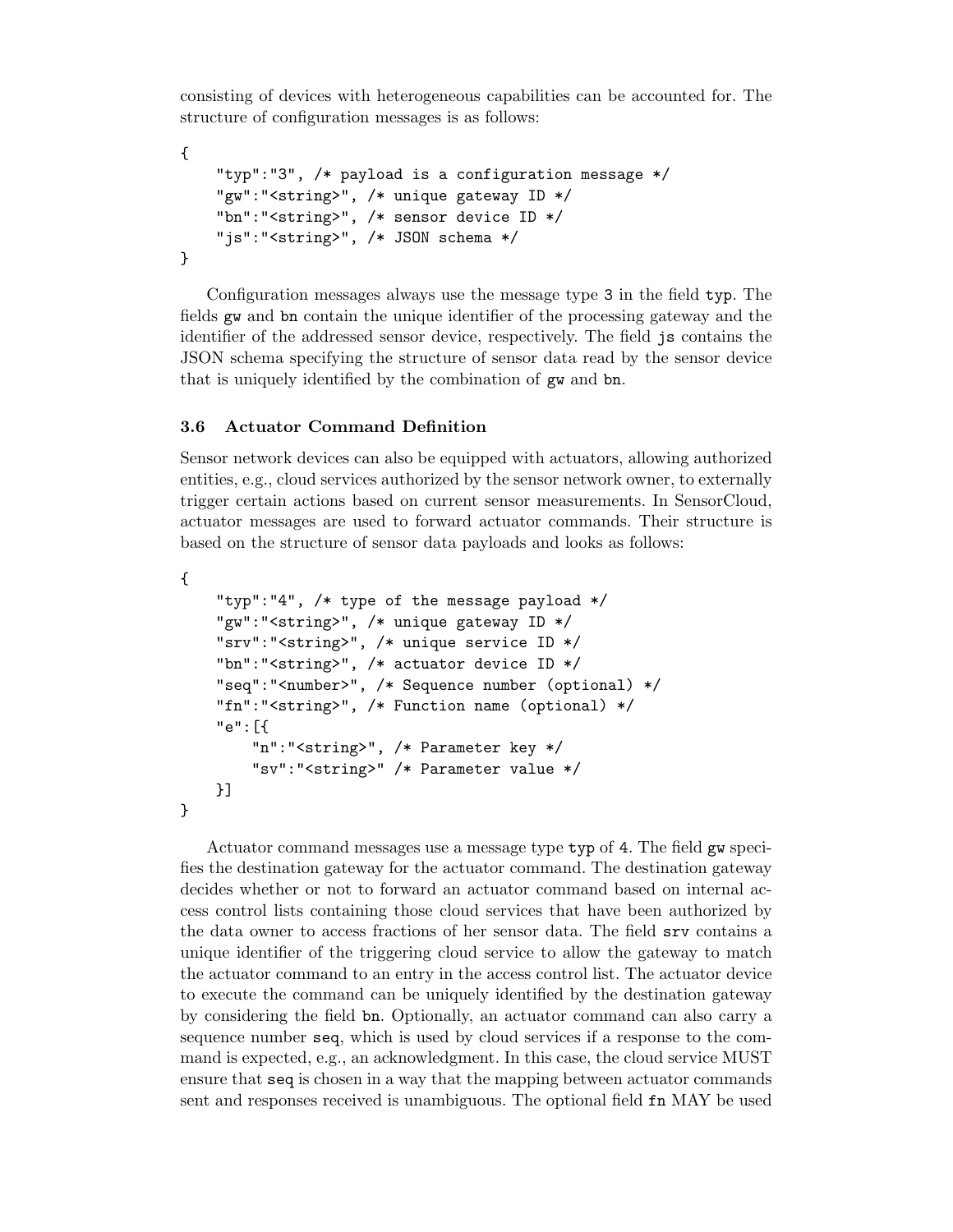consisting of devices with heterogeneous capabilities can be accounted for. The structure of configuration messages is as follows:

```
{
    "typ":"3", /* payload is a configuration message */
    "gw":"<string>", /* unique gateway ID */
    "bn":"<string>", /* sensor device ID */
    "js":"<string>", /* JSON schema */
}
```

Configuration messages always use the message type `3` in the field `typ`. The fields `gw` and `bn` contain the unique identifier of the processing gateway and the identifier of the addressed sensor device, respectively. The field `js` contains the JSON schema specifying the structure of sensor data read by the sensor device that is uniquely identified by the combination of `gw` and `bn`.

### 3.6 Actuator Command Definition

Sensor network devices can also be equipped with actuators, allowing authorized entities, e.g., cloud services authorized by the sensor network owner, to externally trigger certain actions based on current sensor measurements. In SensorCloud, actuator messages are used to forward actuator commands. Their structure is based on the structure of sensor data payloads and looks as follows:

```
{
    "typ":"4", /* type of the message payload */
    "gw":"<string>", /* unique gateway ID */
    "srv":"<string>", /* unique service ID */
    "bn":"<string>", /* actuator device ID */
    "seq":"<number>", /* Sequence number (optional) */
    "fn":"<string>", /* Function name (optional) */
    "e":[{
        "n":"<string>", /* Parameter key */
        "sv":"<string>" /* Parameter value */
    }]
}
```

Actuator command messages use a message type `typ` of `4`. The field `gw` specifies the destination gateway for the actuator command. The destination gateway decides whether or not to forward an actuator command based on internal access control lists containing those cloud services that have been authorized by the data owner to access fractions of her sensor data. The field `srv` contains a unique identifier of the triggering cloud service to allow the gateway to match the actuator command to an entry in the access control list. The actuator device to execute the command can be uniquely identified by the destination gateway by considering the field `bn`. Optionally, an actuator command can also carry a sequence number `seq`, which is used by cloud services if a response to the command is expected, e.g., an acknowledgment. In this case, the cloud service MUST ensure that `seq` is chosen in a way that the mapping between actuator commands sent and responses received is unambiguous. The optional field `fn` MAY be used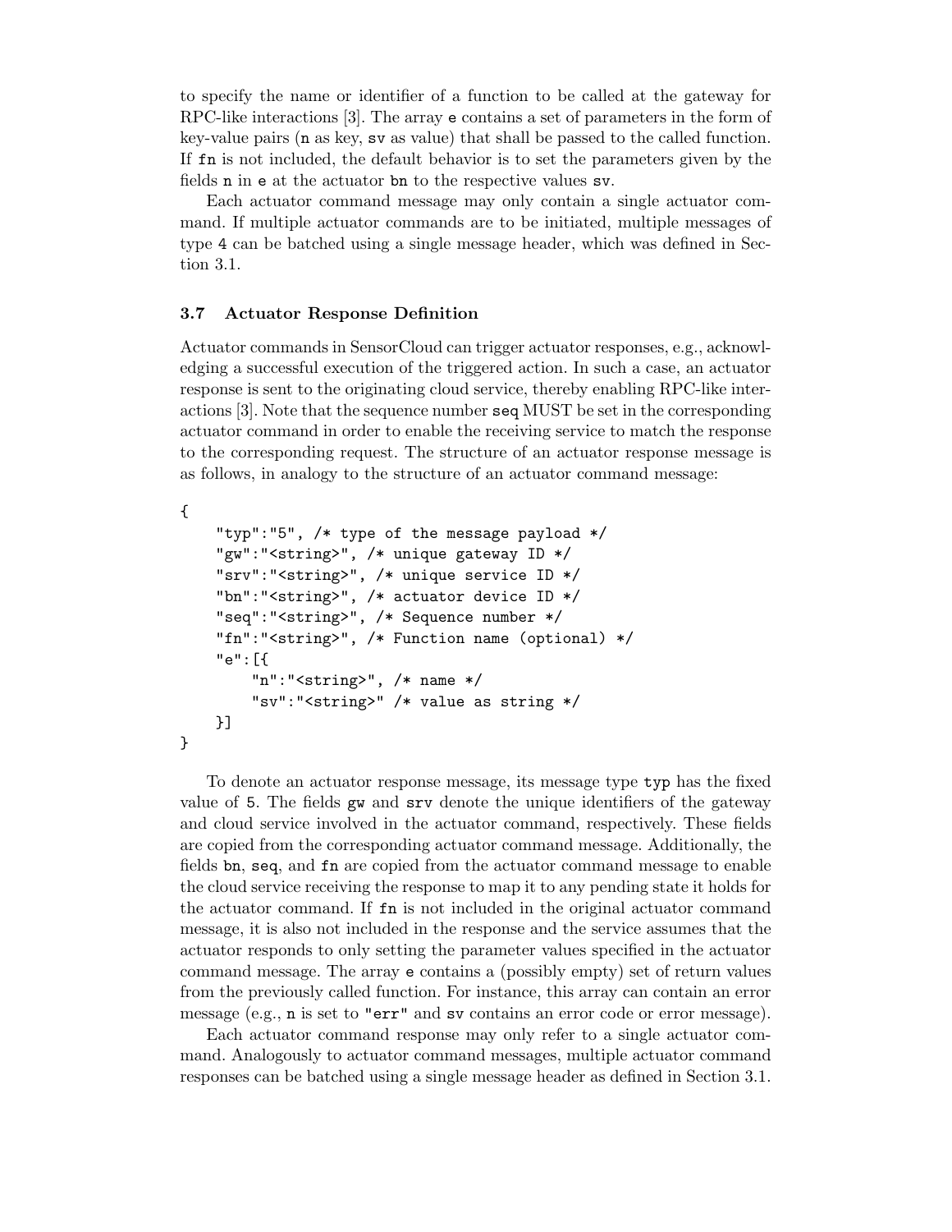to specify the name or identifier of a function to be called at the gateway for RPC-like interactions [3]. The array `e` contains a set of parameters in the form of key-value pairs (`n` as key, `sv` as value) that shall be passed to the called function. If `fn` is not included, the default behavior is to set the parameters given by the fields `n` in `e` at the actuator `bn` to the respective values `sv`.

Each actuator command message may only contain a single actuator command. If multiple actuator commands are to be initiated, multiple messages of type 4 can be batched using a single message header, which was defined in Section 3.1.

### 3.7 Actuator Response Definition

Actuator commands in SensorCloud can trigger actuator responses, e.g., acknowledging a successful execution of the triggered action. In such a case, an actuator response is sent to the originating cloud service, thereby enabling RPC-like interactions [3]. Note that the sequence number `seq` MUST be set in the corresponding actuator command in order to enable the receiving service to match the response to the corresponding request. The structure of an actuator response message is as follows, in analogy to the structure of an actuator command message:

```
{
    "typ":"5", /* type of the message payload */
    "gw":"<string>", /* unique gateway ID */
    "srv":"<string>", /* unique service ID */
    "bn":"<string>", /* actuator device ID */
    "seq":"<string>", /* Sequence number */
    "fn":"<string>", /* Function name (optional) */
    "e":[{
        "n":"<string>", /* name */
        "sv":"<string>" /* value as string */
    }]
}
```

To denote an actuator response message, its message type `typ` has the fixed value of `5`. The fields `gw` and `srv` denote the unique identifiers of the gateway and cloud service involved in the actuator command, respectively. These fields are copied from the corresponding actuator command message. Additionally, the fields `bn`, `seq`, and `fn` are copied from the actuator command message to enable the cloud service receiving the response to map it to any pending state it holds for the actuator command. If `fn` is not included in the original actuator command message, it is also not included in the response and the service assumes that the actuator responds to only setting the parameter values specified in the actuator command message. The array `e` contains a (possibly empty) set of return values from the previously called function. For instance, this array can contain an error message (e.g., `n` is set to `"err"` and `sv` contains an error code or error message).

Each actuator command response may only refer to a single actuator command. Analogously to actuator command messages, multiple actuator command responses can be batched using a single message header as defined in Section 3.1.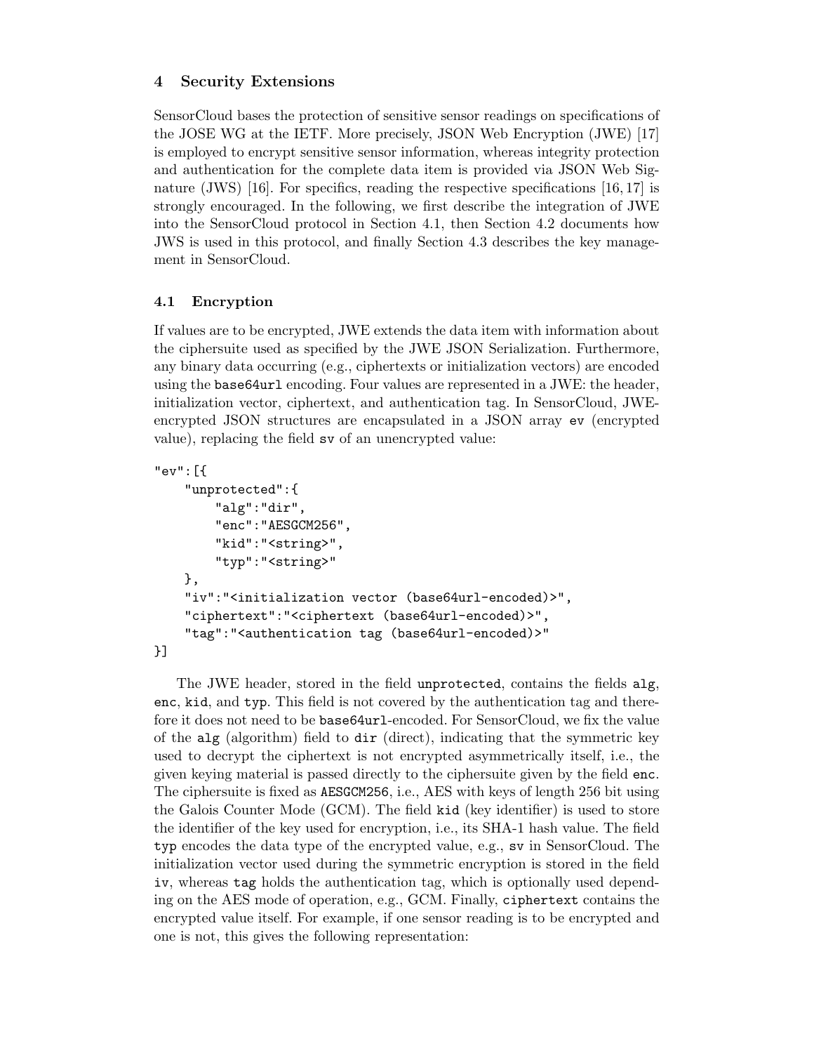## 4 Security Extensions

SensorCloud bases the protection of sensitive sensor readings on specifications of the JOSE WG at the IETF. More precisely, JSON Web Encryption (JWE) [17] is employed to encrypt sensitive sensor information, whereas integrity protection and authentication for the complete data item is provided via JSON Web Signature (JWS) [16]. For specifics, reading the respective specifications [16, 17] is strongly encouraged. In the following, we first describe the integration of JWE into the SensorCloud protocol in Section 4.1, then Section 4.2 documents how JWS is used in this protocol, and finally Section 4.3 describes the key management in SensorCloud.

### 4.1 Encryption

If values are to be encrypted, JWE extends the data item with information about the ciphersuite used as specified by the JWE JSON Serialization. Furthermore, any binary data occurring (e.g., ciphertexts or initialization vectors) are encoded using the `base64url` encoding. Four values are represented in a JWE: the header, initialization vector, ciphertext, and authentication tag. In SensorCloud, JWE-encrypted JSON structures are encapsulated in a JSON array `ev` (encrypted value), replacing the field `sv` of an unencrypted value:

```
"ev":[{
    "unprotected":{
        "alg":"dir",
        "enc":"AESGCM256",
        "kid":"<string>",
        "typ":"<string>"
    },
    "iv":"<initialization vector (base64url-encoded)>",
    "ciphertext":"<ciphertext (base64url-encoded)>",
    "tag":"<authentication tag (base64url-encoded)>"
}]
```

The JWE header, stored in the field `unprotected`, contains the fields `alg`, `enc`, `kid`, and `typ`. This field is not covered by the authentication tag and therefore it does not need to be `base64url`-encoded. For SensorCloud, we fix the value of the `alg` (algorithm) field to `dir` (direct), indicating that the symmetric key used to decrypt the ciphertext is not encrypted asymmetrically itself, i.e., the given keying material is passed directly to the ciphersuite given by the field `enc`. The ciphersuite is fixed as `AESGCM256`, i.e., AES with keys of length 256 bit using the Galois Counter Mode (GCM). The field `kid` (key identifier) is used to store the identifier of the key used for encryption, i.e., its SHA-1 hash value. The field `typ` encodes the data type of the encrypted value, e.g., `sv` in SensorCloud. The initialization vector used during the symmetric encryption is stored in the field `iv`, whereas `tag` holds the authentication tag, which is optionally used depending on the AES mode of operation, e.g., GCM. Finally, `ciphertext` contains the encrypted value itself. For example, if one sensor reading is to be encrypted and one is not, this gives the following representation: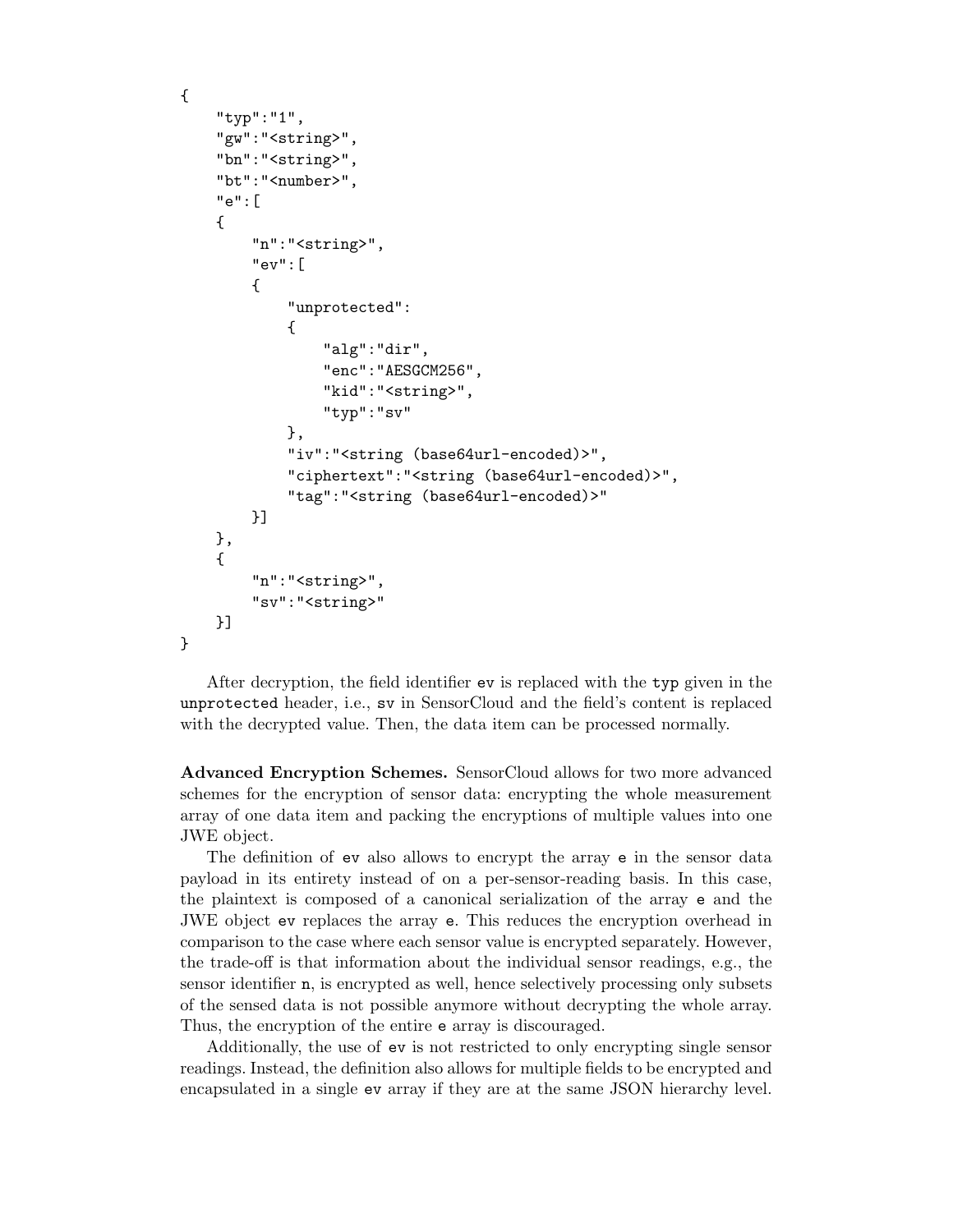```
{
    "typ":"1",
    "gw":"<string>",
    "bn":"<string>",
    "bt":"<number>",
    "e":[
    {
        "n":"<string>",
        "ev":[
        {
            "unprotected":
            {
                "alg":"dir",
                "enc":"AESGCM256",
                "kid":"<string>",
                "typ":"sv"
            },
            "iv":"<string (base64url-encoded)>",
            "ciphertext":"<string (base64url-encoded)>",
            "tag":"<string (base64url-encoded)>"
        }]
    },
    {
        "n":"<string>",
        "sv":"<string>"
    }]
}
```

After decryption, the field identifier `ev` is replaced with the `typ` given in the `unprotected` header, i.e., `sv` in SensorCloud and the field's content is replaced with the decrypted value. Then, the data item can be processed normally.

**Advanced Encryption Schemes.** SensorCloud allows for two more advanced schemes for the encryption of sensor data: encrypting the whole measurement array of one data item and packing the encryptions of multiple values into one JWE object.

The definition of `ev` also allows to encrypt the array `e` in the sensor data payload in its entirety instead of on a per-sensor-reading basis. In this case, the plaintext is composed of a canonical serialization of the array `e` and the JWE object `ev` replaces the array `e`. This reduces the encryption overhead in comparison to the case where each sensor value is encrypted separately. However, the trade-off is that information about the individual sensor readings, e.g., the sensor identifier `n`, is encrypted as well, hence selectively processing only subsets of the sensed data is not possible anymore without decrypting the whole array. Thus, the encryption of the entire `e` array is discouraged.

Additionally, the use of `ev` is not restricted to only encrypting single sensor readings. Instead, the definition also allows for multiple fields to be encrypted and encapsulated in a single `ev` array if they are at the same JSON hierarchy level.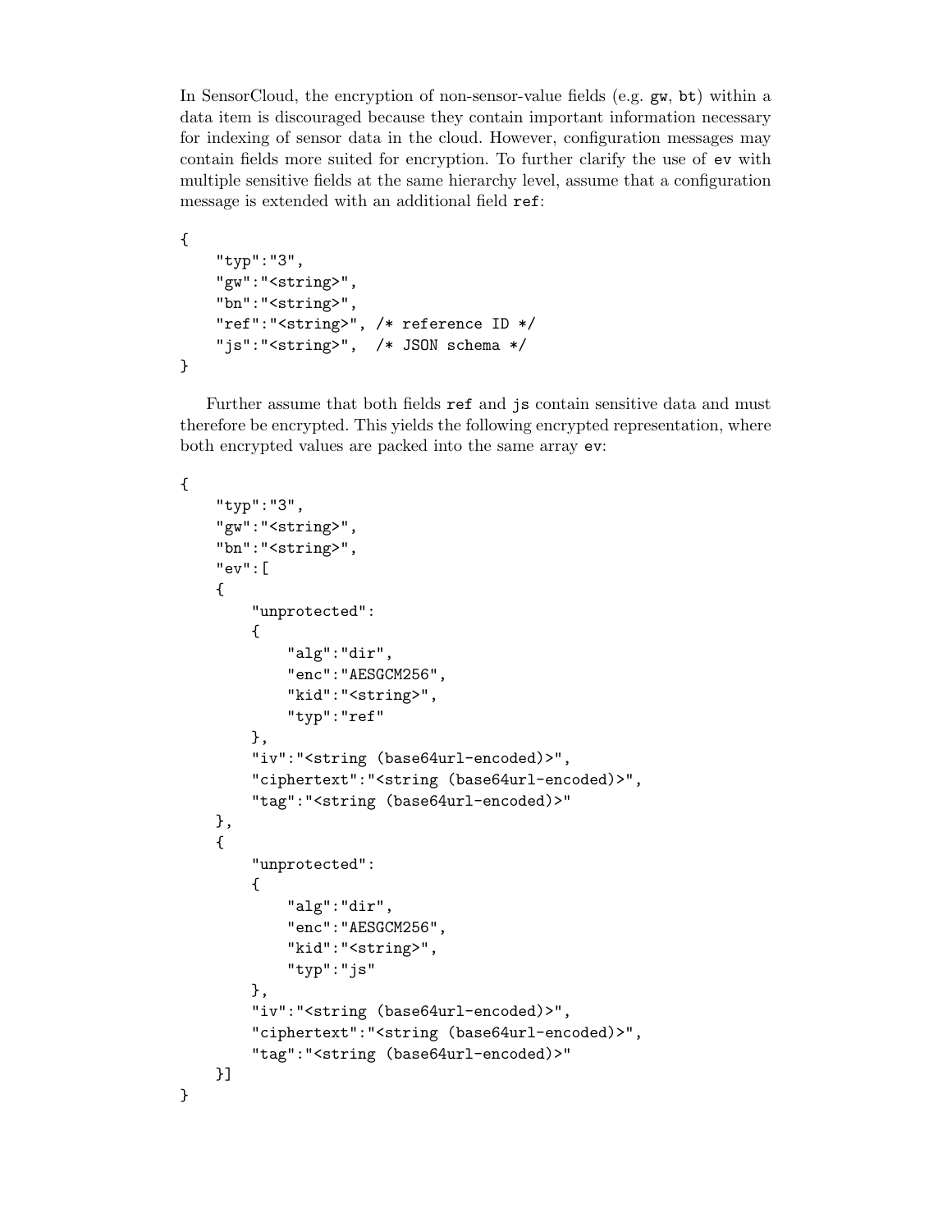In SensorCloud, the encryption of non-sensor-value fields (e.g. `gw`, `bt`) within a data item is discouraged because they contain important information necessary for indexing of sensor data in the cloud. However, configuration messages may contain fields more suited for encryption. To further clarify the use of `ev` with multiple sensitive fields at the same hierarchy level, assume that a configuration message is extended with an additional field `ref`:

```
{
    "typ":"3",
    "gw":"<string>",
    "bn":"<string>",
    "ref":"<string>", /* reference ID */
    "js":"<string>",  /* JSON schema */
}
```

Further assume that both fields `ref` and `js` contain sensitive data and must therefore be encrypted. This yields the following encrypted representation, where both encrypted values are packed into the same array `ev`:

```
{
    "typ":"3",
    "gw":"<string>",
    "bn":"<string>",
    "ev":[
    {
        "unprotected":
        {
            "alg":"dir",
            "enc":"AESGCM256",
            "kid":"<string>",
            "typ":"ref"
        },
        "iv":"<string (base64url-encoded)>",
        "ciphertext":"<string (base64url-encoded)>",
        "tag":"<string (base64url-encoded)>"
    },
    {
        "unprotected":
        {
            "alg":"dir",
            "enc":"AESGCM256",
            "kid":"<string>",
            "typ":"js"
        },
        "iv":"<string (base64url-encoded)>",
        "ciphertext":"<string (base64url-encoded)>",
        "tag":"<string (base64url-encoded)>"
    }]
}
```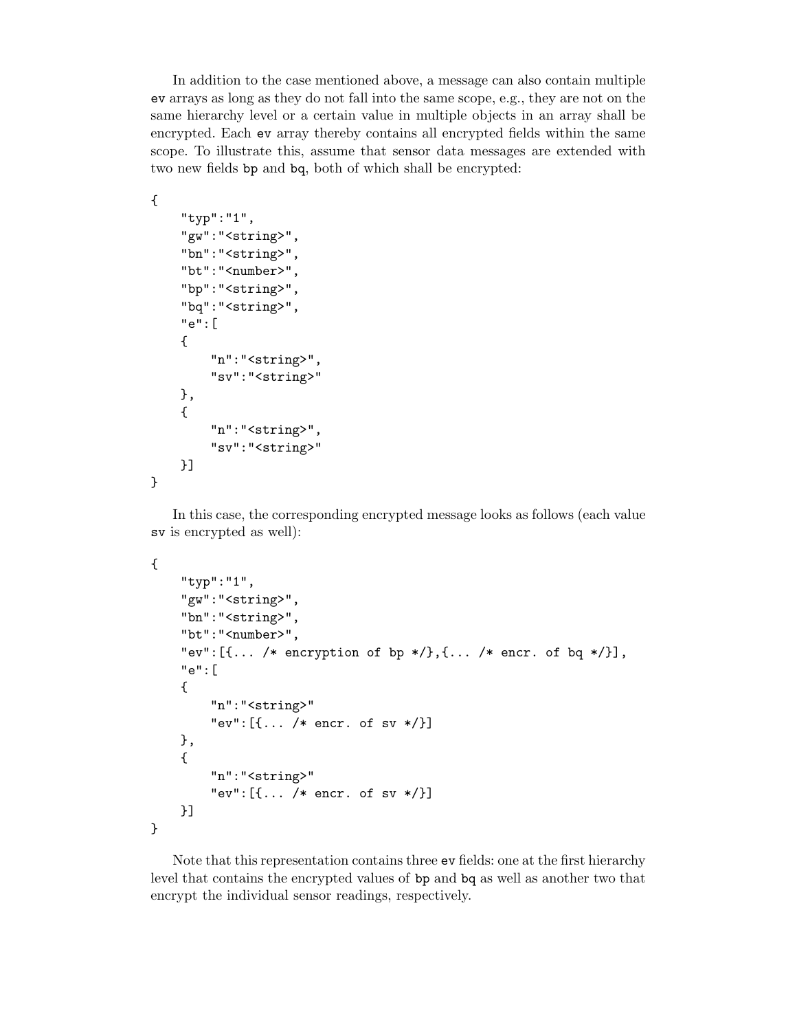In addition to the case mentioned above, a message can also contain multiple `ev` arrays as long as they do not fall into the same scope, e.g., they are not on the same hierarchy level or a certain value in multiple objects in an array shall be encrypted. Each `ev` array thereby contains all encrypted fields within the same scope. To illustrate this, assume that sensor data messages are extended with two new fields `bp` and `bq`, both of which shall be encrypted:

```
{
    "typ":"1",
    "gw":"<string>",
    "bn":"<string>",
    "bt":"<number>",
    "bp":"<string>",
    "bq":"<string>",
    "e":[
    {
        "n":"<string>",
        "sv":"<string>"
    },
    {
        "n":"<string>",
        "sv":"<string>"
    }]
}
```

In this case, the corresponding encrypted message looks as follows (each value `sv` is encrypted as well):

```
{
    "typ":"1",
    "gw":"<string>",
    "bn":"<string>",
    "bt":"<number>",
    "ev":[{... /* encryption of bp */},{... /* encr. of bq */}],
    "e":[
    {
        "n":"<string>"
        "ev":[{... /* encr. of sv */}]
    },
    {
        "n":"<string>"
        "ev":[{... /* encr. of sv */}]
    }]
}
```

Note that this representation contains three `ev` fields: one at the first hierarchy level that contains the encrypted values of `bp` and `bq` as well as another two that encrypt the individual sensor readings, respectively.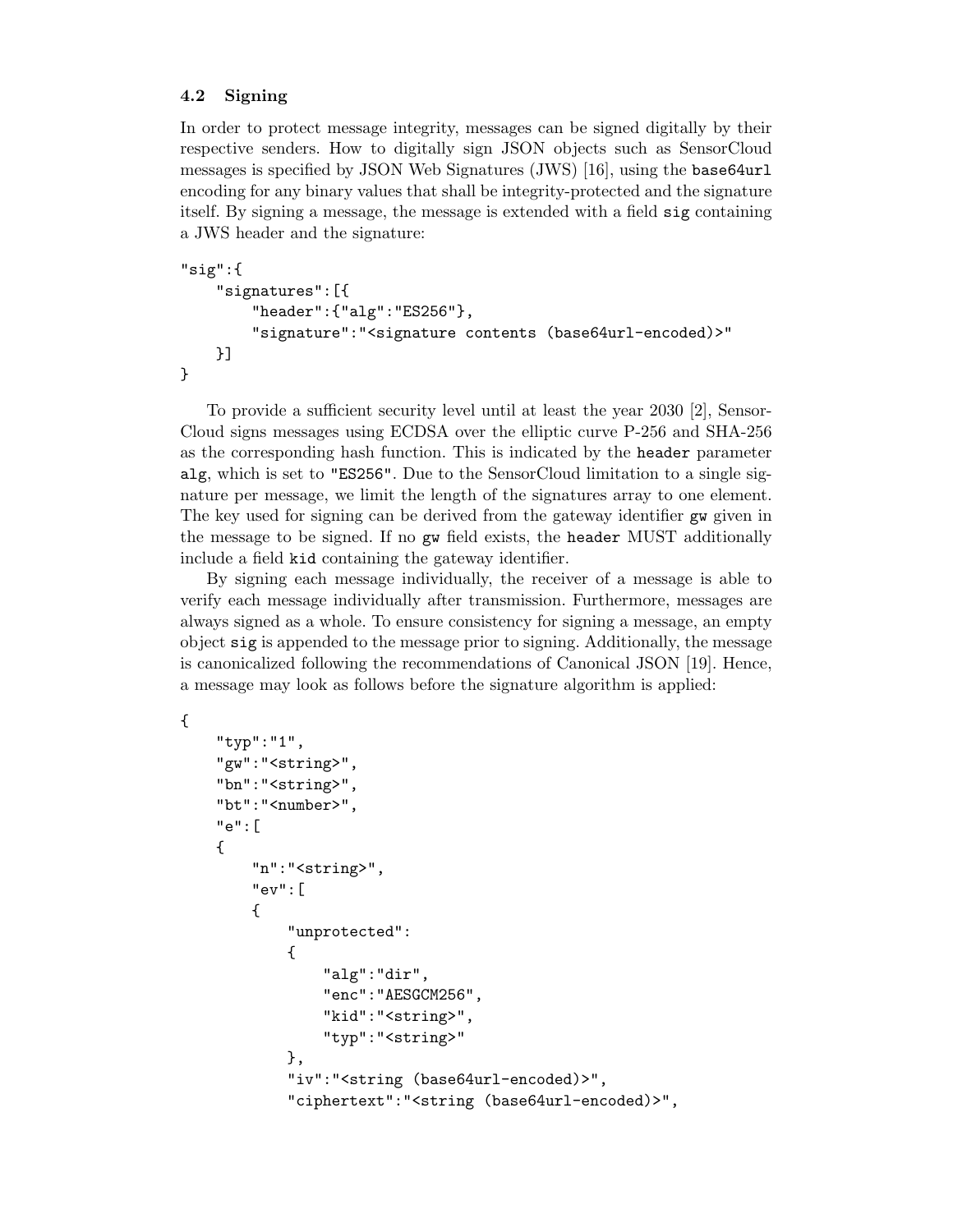### 4.2 Signing

In order to protect message integrity, messages can be signed digitally by their respective senders. How to digitally sign JSON objects such as SensorCloud messages is specified by JSON Web Signatures (JWS) [16], using the `base64url` encoding for any binary values that shall be integrity-protected and the signature itself. By signing a message, the message is extended with a field `sig` containing a JWS header and the signature:

```
"sig":{
    "signatures":[{
        "header":{"alg":"ES256"},
        "signature":"<signature contents (base64url-encoded)>"
    }]
}
```

To provide a sufficient security level until at least the year 2030 [2], SensorCloud signs messages using ECDSA over the elliptic curve P-256 and SHA-256 as the corresponding hash function. This is indicated by the `header` parameter `alg`, which is set to `"ES256"`. Due to the SensorCloud limitation to a single signature per message, we limit the length of the signatures array to one element. The key used for signing can be derived from the gateway identifier `gw` given in the message to be signed. If no `gw` field exists, the `header` MUST additionally include a field `kid` containing the gateway identifier.

By signing each message individually, the receiver of a message is able to verify each message individually after transmission. Furthermore, messages are always signed as a whole. To ensure consistency for signing a message, an empty object `sig` is appended to the message prior to signing. Additionally, the message is canonicalized following the recommendations of Canonical JSON [19]. Hence, a message may look as follows before the signature algorithm is applied:

```
{
    "typ":"1",
    "gw":"<string>",
    "bn":"<string>",
    "bt":"<number>",
    "e":[
    {
        "n":"<string>",
        "ev":[
        {
            "unprotected":
            {
                "alg":"dir",
                "enc":"AESGCM256",
                "kid":"<string>",
                "typ":"<string>"
            },
            "iv":"<string (base64url-encoded)>",
            "ciphertext":"<string (base64url-encoded)>",
```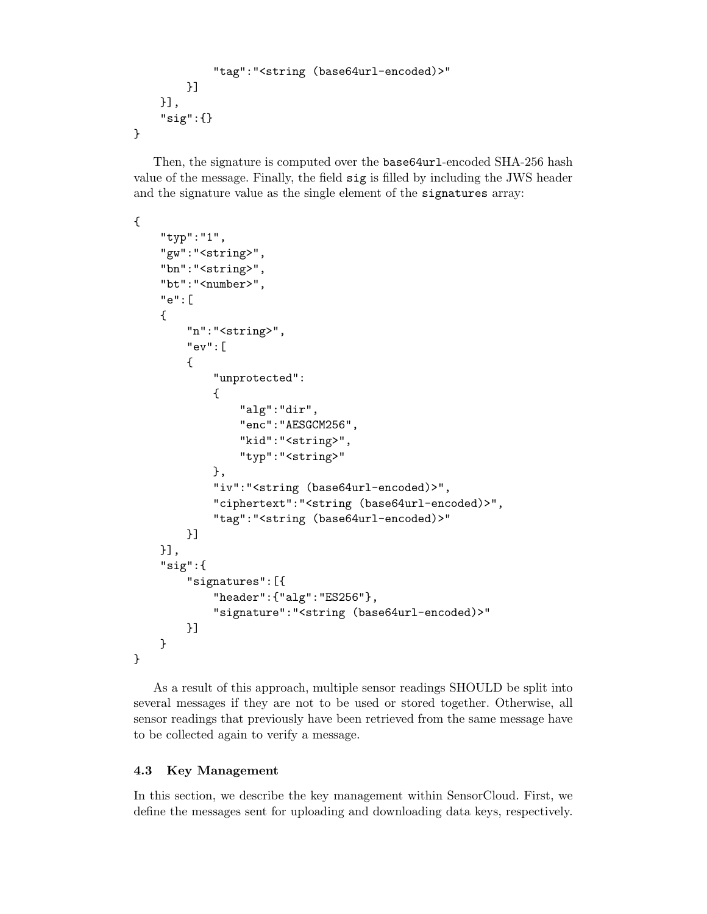```
            "tag":"<string (base64url-encoded)>"
        }]
    }],
    "sig":{}
}
```

Then, the signature is computed over the base64url-encoded SHA-256 hash value of the message. Finally, the field sig is filled by including the JWS header and the signature value as the single element of the signatures array:

```
{
    "typ":"1",
    "gw":"<string>",
    "bn":"<string>",
    "bt":"<number>",
    "e":[
    {
        "n":"<string>",
        "ev":[
        {
            "unprotected":
            {
                "alg":"dir",
                "enc":"AESGCM256",
                "kid":"<string>",
                "typ":"<string>"
            },
            "iv":"<string (base64url-encoded)>",
            "ciphertext":"<string (base64url-encoded)>",
            "tag":"<string (base64url-encoded)>"
        }]
    }],
    "sig":{
        "signatures":[{
            "header":{"alg":"ES256"},
            "signature":"<string (base64url-encoded)>"
        }]
    }
}
```

As a result of this approach, multiple sensor readings SHOULD be split into several messages if they are not to be used or stored together. Otherwise, all sensor readings that previously have been retrieved from the same message have to be collected again to verify a message.

### 4.3 Key Management

In this section, we describe the key management within SensorCloud. First, we define the messages sent for uploading and downloading data keys, respectively.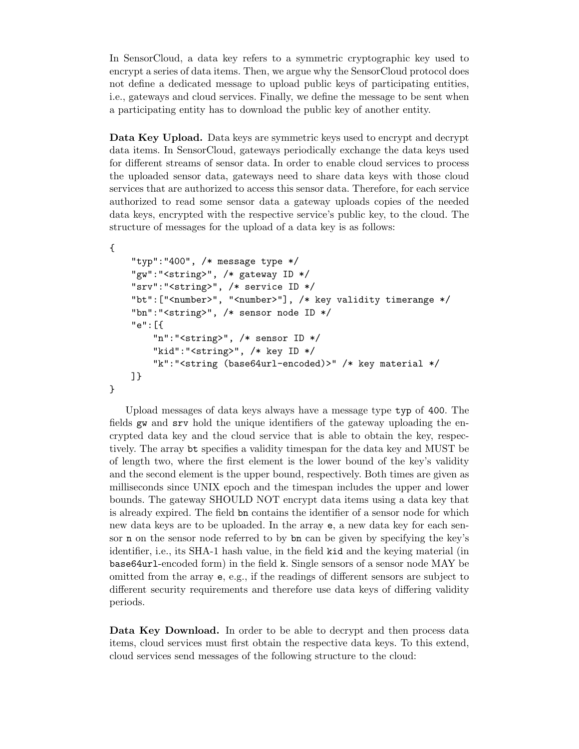In SensorCloud, a data key refers to a symmetric cryptographic key used to encrypt a series of data items. Then, we argue why the SensorCloud protocol does not define a dedicated message to upload public keys of participating entities, i.e., gateways and cloud services. Finally, we define the message to be sent when a participating entity has to download the public key of another entity.

**Data Key Upload.** Data keys are symmetric keys used to encrypt and decrypt data items. In SensorCloud, gateways periodically exchange the data keys used for different streams of sensor data. In order to enable cloud services to process the uploaded sensor data, gateways need to share data keys with those cloud services that are authorized to access this sensor data. Therefore, for each service authorized to read some sensor data a gateway uploads copies of the needed data keys, encrypted with the respective service's public key, to the cloud. The structure of messages for the upload of a data key is as follows:

```
{
    "typ":"400", /* message type */
    "gw":"<string>", /* gateway ID */
    "srv":"<string>", /* service ID */
    "bt":["<number>", "<number>"], /* key validity timerange */
    "bn":"<string>", /* sensor node ID */
    "e":[{
        "n":"<string>", /* sensor ID */
        "kid":"<string>", /* key ID */
        "k":"<string (base64url-encoded)>" /* key material */
    ]}
}
```

Upload messages of data keys always have a message type `typ` of `400`. The fields `gw` and `srv` hold the unique identifiers of the gateway uploading the encrypted data key and the cloud service that is able to obtain the key, respectively. The array `bt` specifies a validity timespan for the data key and MUST be of length two, where the first element is the lower bound of the key's validity and the second element is the upper bound, respectively. Both times are given as milliseconds since UNIX epoch and the timespan includes the upper and lower bounds. The gateway SHOULD NOT encrypt data items using a data key that is already expired. The field `bn` contains the identifier of a sensor node for which new data keys are to be uploaded. In the array `e`, a new data key for each sensor `n` on the sensor node referred to by `bn` can be given by specifying the key's identifier, i.e., its SHA-1 hash value, in the field `kid` and the keying material (in `base64url`-encoded form) in the field `k`. Single sensors of a sensor node MAY be omitted from the array `e`, e.g., if the readings of different sensors are subject to different security requirements and therefore use data keys of differing validity periods.

**Data Key Download.** In order to be able to decrypt and then process data items, cloud services must first obtain the respective data keys. To this extend, cloud services send messages of the following structure to the cloud: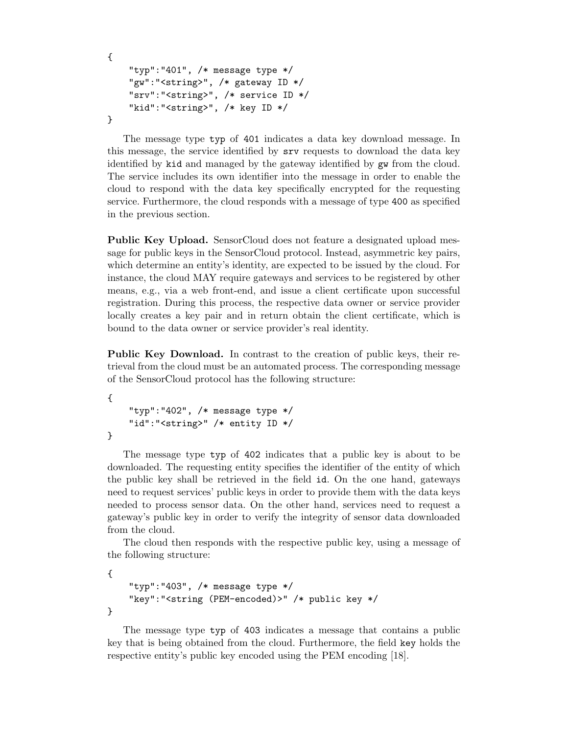```
{
    "typ":"401", /* message type */
    "gw":"<string>", /* gateway ID */
    "srv":"<string>", /* service ID */
    "kid":"<string>", /* key ID */
}
```

The message type `typ` of `401` indicates a data key download message. In this message, the service identified by `srv` requests to download the data key identified by `kid` and managed by the gateway identified by `gw` from the cloud. The service includes its own identifier into the message in order to enable the cloud to respond with the data key specifically encrypted for the requesting service. Furthermore, the cloud responds with a message of type `400` as specified in the previous section.

**Public Key Upload.** SensorCloud does not feature a designated upload message for public keys in the SensorCloud protocol. Instead, asymmetric key pairs, which determine an entity's identity, are expected to be issued by the cloud. For instance, the cloud MAY require gateways and services to be registered by other means, e.g., via a web front-end, and issue a client certificate upon successful registration. During this process, the respective data owner or service provider locally creates a key pair and in return obtain the client certificate, which is bound to the data owner or service provider's real identity.

**Public Key Download.** In contrast to the creation of public keys, their retrieval from the cloud must be an automated process. The corresponding message of the SensorCloud protocol has the following structure:

```
{
    "typ":"402", /* message type */
    "id":"<string>" /* entity ID */
}
```

The message type `typ` of `402` indicates that a public key is about to be downloaded. The requesting entity specifies the identifier of the entity of which the public key shall be retrieved in the field `id`. On the one hand, gateways need to request services' public keys in order to provide them with the data keys needed to process sensor data. On the other hand, services need to request a gateway's public key in order to verify the integrity of sensor data downloaded from the cloud.

The cloud then responds with the respective public key, using a message of the following structure:

```
{
    "typ":"403", /* message type */
    "key":"<string (PEM-encoded)>" /* public key */
}
```

The message type `typ` of `403` indicates a message that contains a public key that is being obtained from the cloud. Furthermore, the field `key` holds the respective entity's public key encoded using the PEM encoding [18].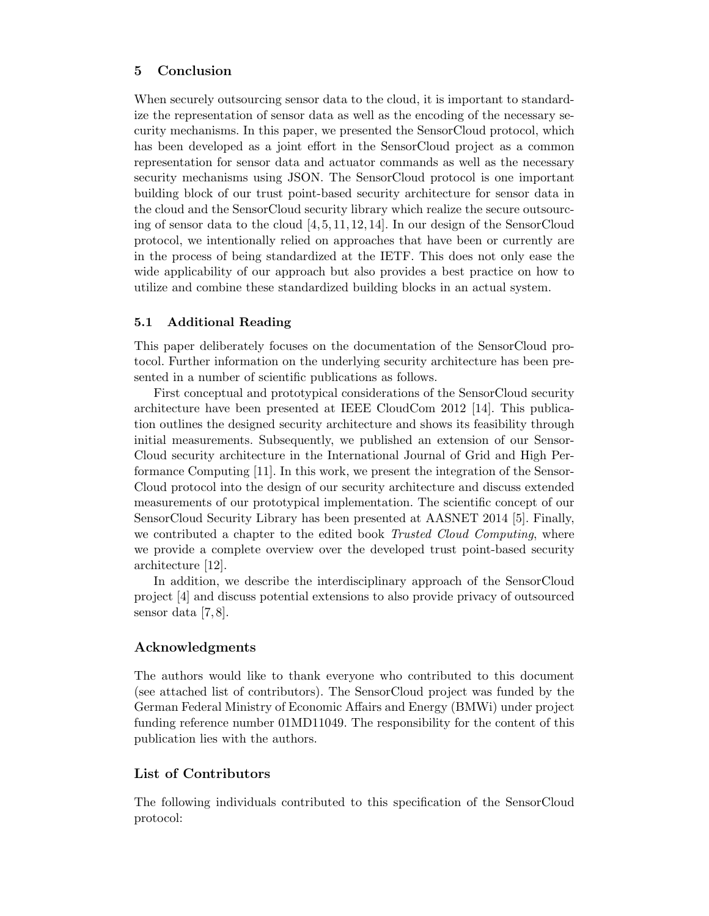## 5 Conclusion

When securely outsourcing sensor data to the cloud, it is important to standardize the representation of sensor data as well as the encoding of the necessary security mechanisms. In this paper, we presented the SensorCloud protocol, which has been developed as a joint effort in the SensorCloud project as a common representation for sensor data and actuator commands as well as the necessary security mechanisms using JSON. The SensorCloud protocol is one important building block of our trust point-based security architecture for sensor data in the cloud and the SensorCloud security library which realize the secure outsourcing of sensor data to the cloud [4, 5, 11, 12, 14]. In our design of the SensorCloud protocol, we intentionally relied on approaches that have been or currently are in the process of being standardized at the IETF. This does not only ease the wide applicability of our approach but also provides a best practice on how to utilize and combine these standardized building blocks in an actual system.

### 5.1 Additional Reading

This paper deliberately focuses on the documentation of the SensorCloud protocol. Further information on the underlying security architecture has been presented in a number of scientific publications as follows.

First conceptual and prototypical considerations of the SensorCloud security architecture have been presented at IEEE CloudCom 2012 [14]. This publication outlines the designed security architecture and shows its feasibility through initial measurements. Subsequently, we published an extension of our SensorCloud security architecture in the International Journal of Grid and High Performance Computing [11]. In this work, we present the integration of the SensorCloud protocol into the design of our security architecture and discuss extended measurements of our prototypical implementation. The scientific concept of our SensorCloud Security Library has been presented at AASNET 2014 [5]. Finally, we contributed a chapter to the edited book *Trusted Cloud Computing*, where we provide a complete overview over the developed trust point-based security architecture [12].

In addition, we describe the interdisciplinary approach of the SensorCloud project [4] and discuss potential extensions to also provide privacy of outsourced sensor data [7, 8].

## Acknowledgments

The authors would like to thank everyone who contributed to this document (see attached list of contributors). The SensorCloud project was funded by the German Federal Ministry of Economic Affairs and Energy (BMWi) under project funding reference number 01MD11049. The responsibility for the content of this publication lies with the authors.

## List of Contributors

The following individuals contributed to this specification of the SensorCloud protocol: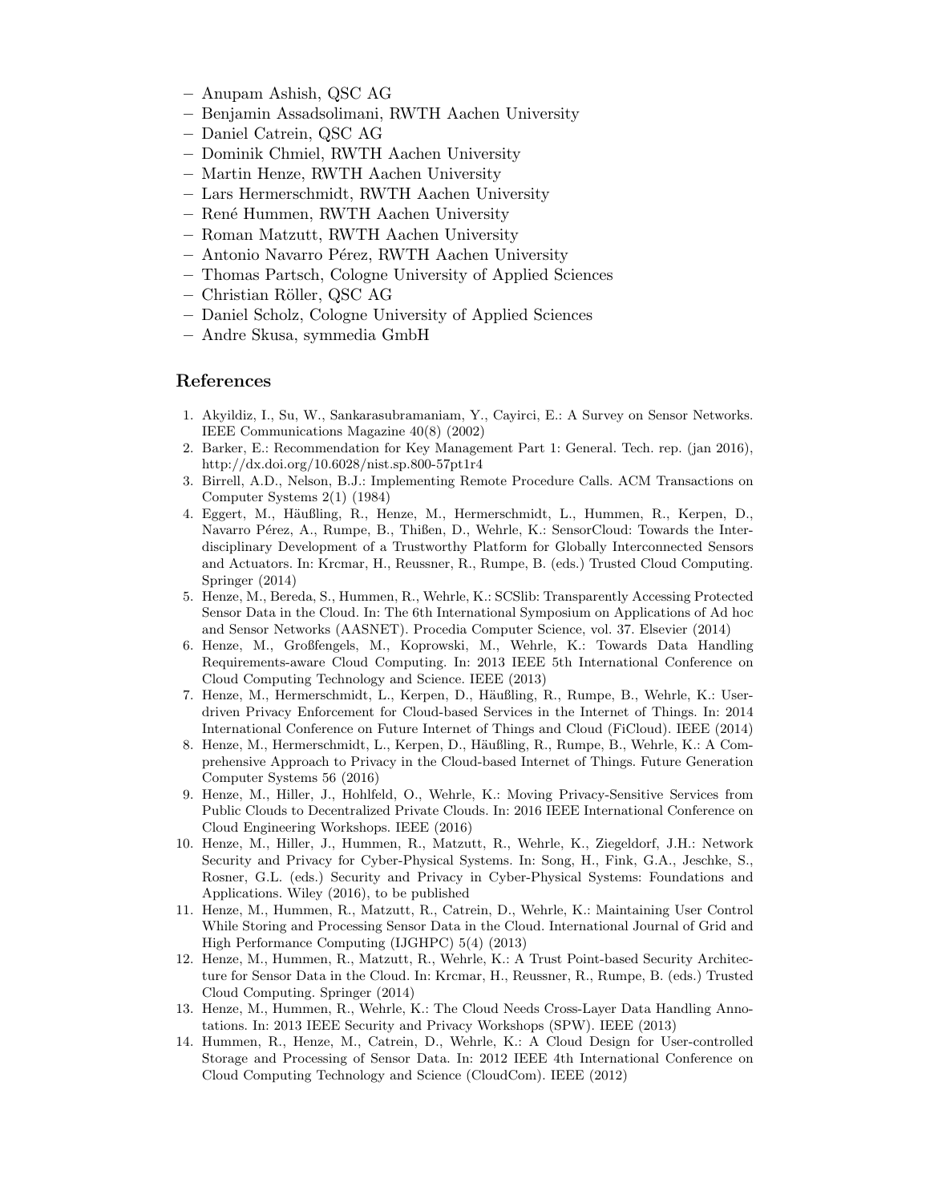- Anupam Ashish, QSC AG
- Benjamin Assadsolimani, RWTH Aachen University
- Daniel Catrein, QSC AG
- Dominik Chmiel, RWTH Aachen University
- Martin Henze, RWTH Aachen University
- Lars Hermerschmidt, RWTH Aachen University
- René Hummen, RWTH Aachen University
- Roman Matzutt, RWTH Aachen University
- Antonio Navarro Pérez, RWTH Aachen University
- Thomas Partsch, Cologne University of Applied Sciences
- Christian Röller, QSC AG
- Daniel Scholz, Cologne University of Applied Sciences
- Andre Skusa, symmedia GmbH

## References

1. Akyildiz, I., Su, W., Sankarasubramaniam, Y., Cayirci, E.: A Survey on Sensor Networks. IEEE Communications Magazine 40(8) (2002)
2. Barker, E.: Recommendation for Key Management Part 1: General. Tech. rep. (jan 2016), http://dx.doi.org/10.6028/nist.sp.800-57pt1r4
3. Birrell, A.D., Nelson, B.J.: Implementing Remote Procedure Calls. ACM Transactions on Computer Systems 2(1) (1984)
4. Eggert, M., Häußling, R., Henze, M., Hermerschmidt, L., Hummen, R., Kerpen, D., Navarro Pérez, A., Rumpe, B., Thißen, D., Wehrle, K.: SensorCloud: Towards the Interdisciplinary Development of a Trustworthy Platform for Globally Interconnected Sensors and Actuators. In: Krcmar, H., Reussner, R., Rumpe, B. (eds.) Trusted Cloud Computing. Springer (2014)
5. Henze, M., Bereda, S., Hummen, R., Wehrle, K.: SCSlib: Transparently Accessing Protected Sensor Data in the Cloud. In: The 6th International Symposium on Applications of Ad hoc and Sensor Networks (AASNET). Procedia Computer Science, vol. 37. Elsevier (2014)
6. Henze, M., Großfengels, M., Koprowski, M., Wehrle, K.: Towards Data Handling Requirements-aware Cloud Computing. In: 2013 IEEE 5th International Conference on Cloud Computing Technology and Science. IEEE (2013)
7. Henze, M., Hermerschmidt, L., Kerpen, D., Häußling, R., Rumpe, B., Wehrle, K.: User-driven Privacy Enforcement for Cloud-based Services in the Internet of Things. In: 2014 International Conference on Future Internet of Things and Cloud (FiCloud). IEEE (2014)
8. Henze, M., Hermerschmidt, L., Kerpen, D., Häußling, R., Rumpe, B., Wehrle, K.: A Comprehensive Approach to Privacy in the Cloud-based Internet of Things. Future Generation Computer Systems 56 (2016)
9. Henze, M., Hiller, J., Hohlfeld, O., Wehrle, K.: Moving Privacy-Sensitive Services from Public Clouds to Decentralized Private Clouds. In: 2016 IEEE International Conference on Cloud Engineering Workshops. IEEE (2016)
10. Henze, M., Hiller, J., Hummen, R., Matzutt, R., Wehrle, K., Ziegeldorf, J.H.: Network Security and Privacy for Cyber-Physical Systems. In: Song, H., Fink, G.A., Jeschke, S., Rosner, G.L. (eds.) Security and Privacy in Cyber-Physical Systems: Foundations and Applications. Wiley (2016), to be published
11. Henze, M., Hummen, R., Matzutt, R., Catrein, D., Wehrle, K.: Maintaining User Control While Storing and Processing Sensor Data in the Cloud. International Journal of Grid and High Performance Computing (IJGHPC) 5(4) (2013)
12. Henze, M., Hummen, R., Matzutt, R., Wehrle, K.: A Trust Point-based Security Architecture for Sensor Data in the Cloud. In: Krcmar, H., Reussner, R., Rumpe, B. (eds.) Trusted Cloud Computing. Springer (2014)
13. Henze, M., Hummen, R., Wehrle, K.: The Cloud Needs Cross-Layer Data Handling Annotations. In: 2013 IEEE Security and Privacy Workshops (SPW). IEEE (2013)
14. Hummen, R., Henze, M., Catrein, D., Wehrle, K.: A Cloud Design for User-controlled Storage and Processing of Sensor Data. In: 2012 IEEE 4th International Conference on Cloud Computing Technology and Science (CloudCom). IEEE (2012)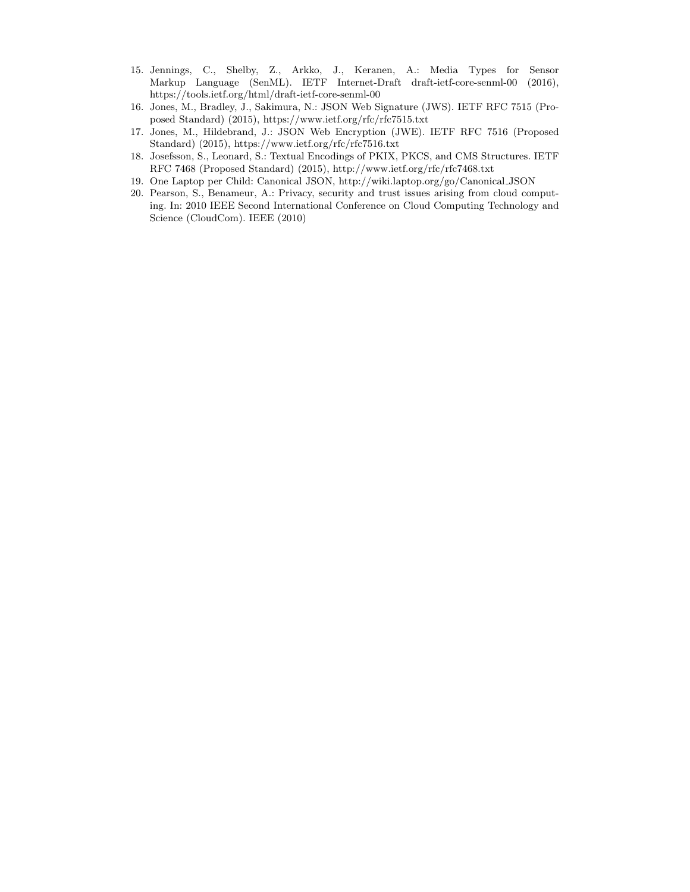15. Jennings, C., Shelby, Z., Arkko, J., Keranen, A.: Media Types for Sensor Markup Language (SenML). IETF Internet-Draft draft-ietf-core-senml-00 (2016), https://tools.ietf.org/html/draft-ietf-core-senml-00
16. Jones, M., Bradley, J., Sakimura, N.: JSON Web Signature (JWS). IETF RFC 7515 (Proposed Standard) (2015), https://www.ietf.org/rfc/rfc7515.txt
17. Jones, M., Hildebrand, J.: JSON Web Encryption (JWE). IETF RFC 7516 (Proposed Standard) (2015), https://www.ietf.org/rfc/rfc7516.txt
18. Josefsson, S., Leonard, S.: Textual Encodings of PKIX, PKCS, and CMS Structures. IETF RFC 7468 (Proposed Standard) (2015), http://www.ietf.org/rfc/rfc7468.txt
19. One Laptop per Child: Canonical JSON, http://wiki.laptop.org/go/Canonical_JSON
20. Pearson, S., Benameur, A.: Privacy, security and trust issues arising from cloud computing. In: 2010 IEEE Second International Conference on Cloud Computing Technology and Science (CloudCom). IEEE (2010)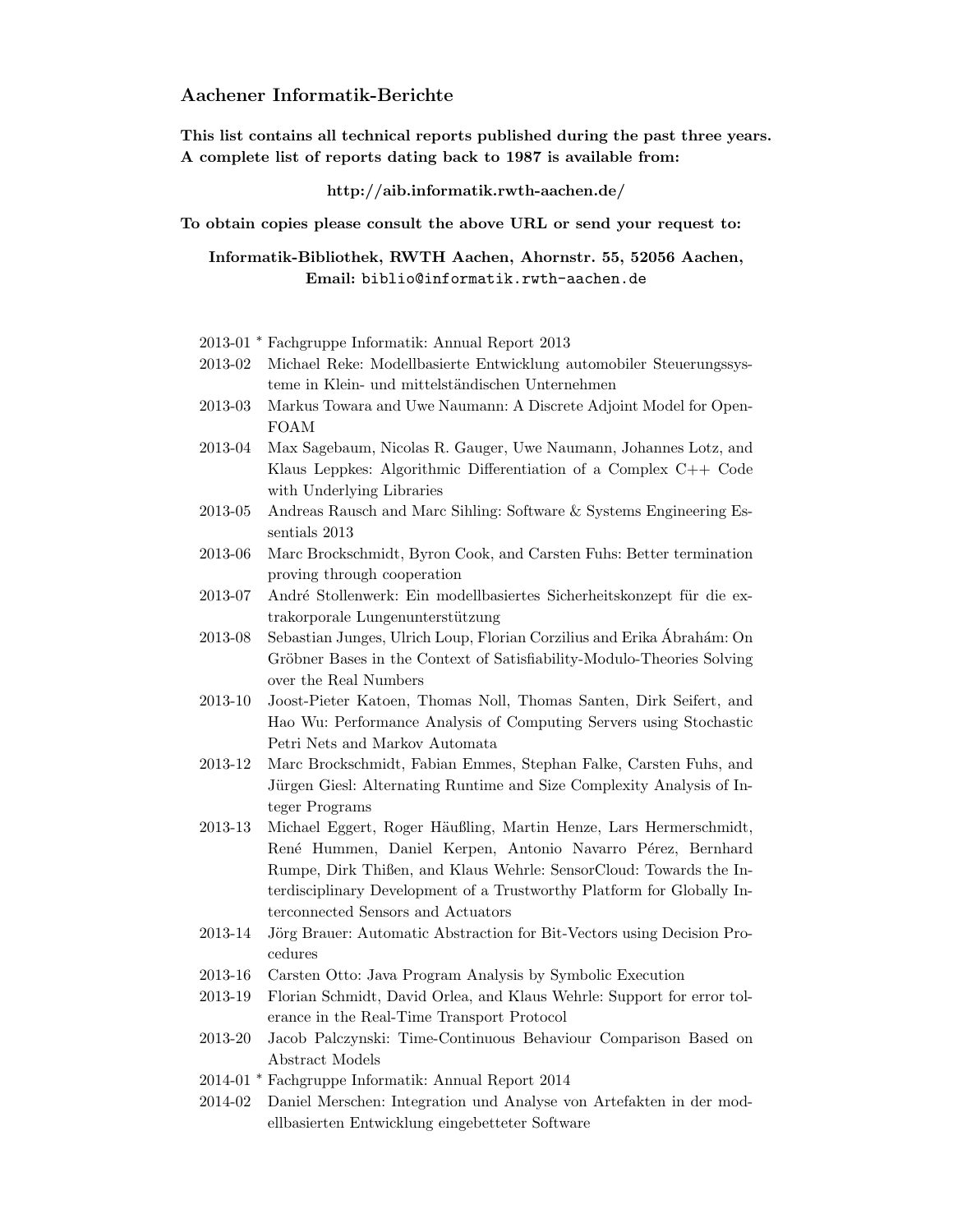## Aachener Informatik-Berichte

**This list contains all technical reports published during the past three years. A complete list of reports dating back to 1987 is available from:**

**http://aib.informatik.rwth-aachen.de/**

**To obtain copies please consult the above URL or send your request to:**

**Informatik-Bibliothek, RWTH Aachen, Ahornstr. 55, 52056 Aachen, Email:** biblio@informatik.rwth-aachen.de

- 2013-01 * Fachgruppe Informatik: Annual Report 2013
- 2013-02 Michael Reke: Modellbasierte Entwicklung automobiler Steuerungssysteme in Klein- und mittelständischen Unternehmen
- 2013-03 Markus Towara and Uwe Naumann: A Discrete Adjoint Model for OpenFOAM
- 2013-04 Max Sagebaum, Nicolas R. Gauger, Uwe Naumann, Johannes Lotz, and Klaus Leppkes: Algorithmic Differentiation of a Complex C++ Code with Underlying Libraries
- 2013-05 Andreas Rausch and Marc Sihling: Software & Systems Engineering Essentials 2013
- 2013-06 Marc Brockschmidt, Byron Cook, and Carsten Fuhs: Better termination proving through cooperation
- 2013-07 André Stollenwerk: Ein modellbasiertes Sicherheitskonzept für die extrakorporale Lungenunterstützung
- 2013-08 Sebastian Junges, Ulrich Loup, Florian Corzilius and Erika Ábrahám: On Gröbner Bases in the Context of Satisfiability-Modulo-Theories Solving over the Real Numbers
- 2013-10 Joost-Pieter Katoen, Thomas Noll, Thomas Santen, Dirk Seifert, and Hao Wu: Performance Analysis of Computing Servers using Stochastic Petri Nets and Markov Automata
- 2013-12 Marc Brockschmidt, Fabian Emmes, Stephan Falke, Carsten Fuhs, and Jürgen Giesl: Alternating Runtime and Size Complexity Analysis of Integer Programs
- 2013-13 Michael Eggert, Roger Häußling, Martin Henze, Lars Hermerschmidt, René Hummen, Daniel Kerpen, Antonio Navarro Pérez, Bernhard Rumpe, Dirk Thißen, and Klaus Wehrle: SensorCloud: Towards the Interdisciplinary Development of a Trustworthy Platform for Globally Interconnected Sensors and Actuators
- 2013-14 Jörg Brauer: Automatic Abstraction for Bit-Vectors using Decision Procedures
- 2013-16 Carsten Otto: Java Program Analysis by Symbolic Execution
- 2013-19 Florian Schmidt, David Orlea, and Klaus Wehrle: Support for error tolerance in the Real-Time Transport Protocol
- 2013-20 Jacob Palczynski: Time-Continuous Behaviour Comparison Based on Abstract Models
- 2014-01 * Fachgruppe Informatik: Annual Report 2014
- 2014-02 Daniel Merschen: Integration und Analyse von Artefakten in der modellbasierten Entwicklung eingebetteter Software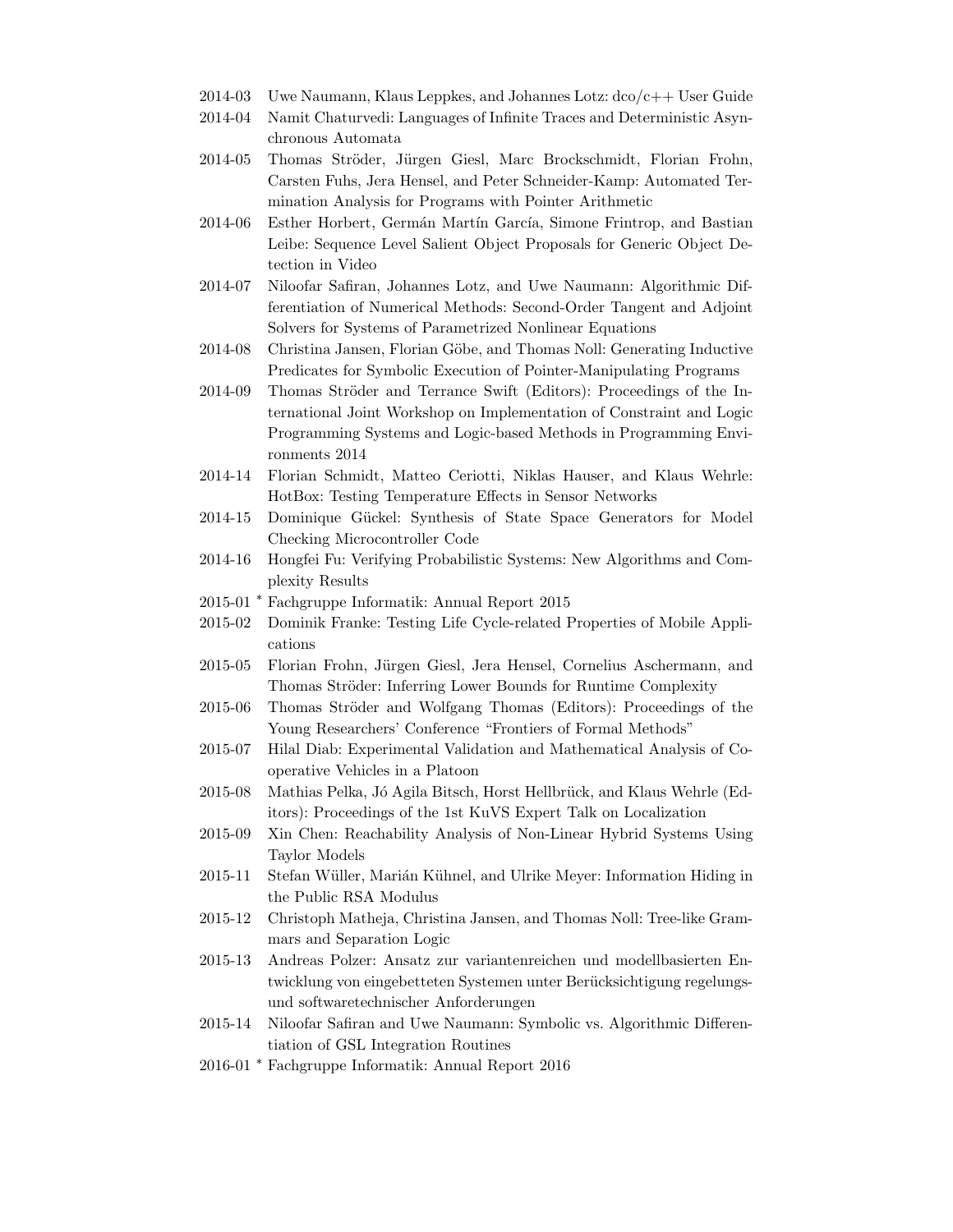| | |
|---|---|
| 2014-03 | Uwe Naumann, Klaus Leppkes, and Johannes Lotz: dco/c++ User Guide |
| 2014-04 | Namit Chaturvedi: Languages of Infinite Traces and Deterministic Asynchronous Automata |
| 2014-05 | Thomas Ströder, Jürgen Giesl, Marc Brockschmidt, Florian Frohn, Carsten Fuhs, Jera Hensel, and Peter Schneider-Kamp: Automated Termination Analysis for Programs with Pointer Arithmetic |
| 2014-06 | Esther Horbert, Germán Martín García, Simone Frintrop, and Bastian Leibe: Sequence Level Salient Object Proposals for Generic Object Detection in Video |
| 2014-07 | Niloofar Safiran, Johannes Lotz, and Uwe Naumann: Algorithmic Differentiation of Numerical Methods: Second-Order Tangent and Adjoint Solvers for Systems of Parametrized Nonlinear Equations |
| 2014-08 | Christina Jansen, Florian Göbe, and Thomas Noll: Generating Inductive Predicates for Symbolic Execution of Pointer-Manipulating Programs |
| 2014-09 | Thomas Ströder and Terrance Swift (Editors): Proceedings of the International Joint Workshop on Implementation of Constraint and Logic Programming Systems and Logic-based Methods in Programming Environments 2014 |
| 2014-14 | Florian Schmidt, Matteo Ceriotti, Niklas Hauser, and Klaus Wehrle: HotBox: Testing Temperature Effects in Sensor Networks |
| 2014-15 | Dominique Gückel: Synthesis of State Space Generators for Model Checking Microcontroller Code |
| 2014-16 | Hongfei Fu: Verifying Probabilistic Systems: New Algorithms and Complexity Results |
| 2015-01 * | Fachgruppe Informatik: Annual Report 2015 |
| 2015-02 | Dominik Franke: Testing Life Cycle-related Properties of Mobile Applications |
| 2015-05 | Florian Frohn, Jürgen Giesl, Jera Hensel, Cornelius Aschermann, and Thomas Ströder: Inferring Lower Bounds for Runtime Complexity |
| 2015-06 | Thomas Ströder and Wolfgang Thomas (Editors): Proceedings of the Young Researchers' Conference "Frontiers of Formal Methods" |
| 2015-07 | Hilal Diab: Experimental Validation and Mathematical Analysis of Cooperative Vehicles in a Platoon |
| 2015-08 | Mathias Pelka, Jó Agila Bitsch, Horst Hellbrück, and Klaus Wehrle (Editors): Proceedings of the 1st KuVS Expert Talk on Localization |
| 2015-09 | Xin Chen: Reachability Analysis of Non-Linear Hybrid Systems Using Taylor Models |
| 2015-11 | Stefan Wüller, Marián Kühnel, and Ulrike Meyer: Information Hiding in the Public RSA Modulus |
| 2015-12 | Christoph Matheja, Christina Jansen, and Thomas Noll: Tree-like Grammars and Separation Logic |
| 2015-13 | Andreas Polzer: Ansatz zur variantenreichen und modellbasierten Entwicklung von eingebetteten Systemen unter Berücksichtigung regelungs- und softwaretechnischer Anforderungen |
| 2015-14 | Niloofar Safiran and Uwe Naumann: Symbolic vs. Algorithmic Differentiation of GSL Integration Routines |
| 2016-01 * | Fachgruppe Informatik: Annual Report 2016 |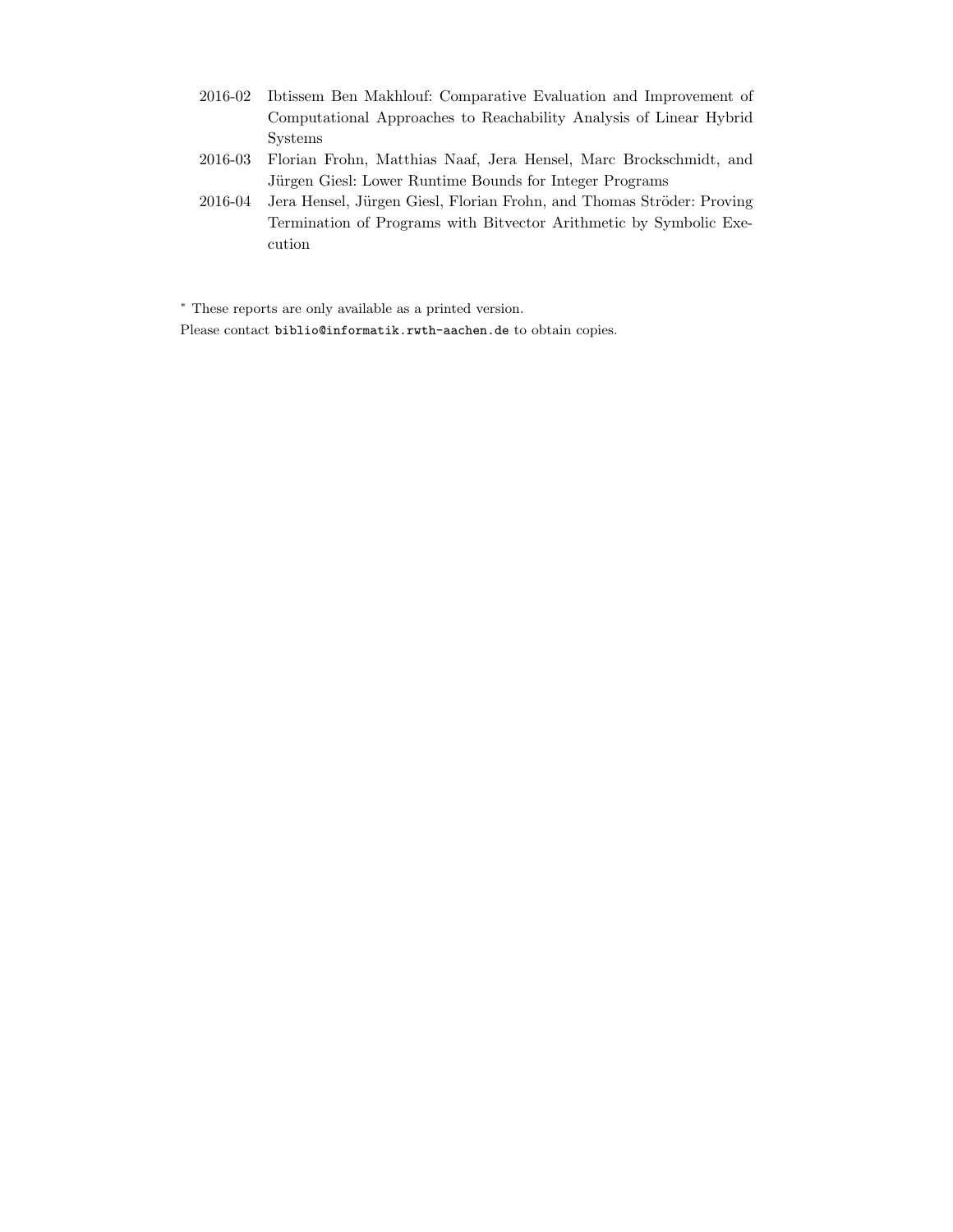2016-02 Ibtissem Ben Makhlouf: Comparative Evaluation and Improvement of Computational Approaches to Reachability Analysis of Linear Hybrid Systems

2016-03 Florian Frohn, Matthias Naaf, Jera Hensel, Marc Brockschmidt, and Jürgen Giesl: Lower Runtime Bounds for Integer Programs

2016-04 Jera Hensel, Jürgen Giesl, Florian Frohn, and Thomas Ströder: Proving Termination of Programs with Bitvector Arithmetic by Symbolic Execution

* These reports are only available as a printed version.

Please contact biblio@informatik.rwth-aachen.de to obtain copies.